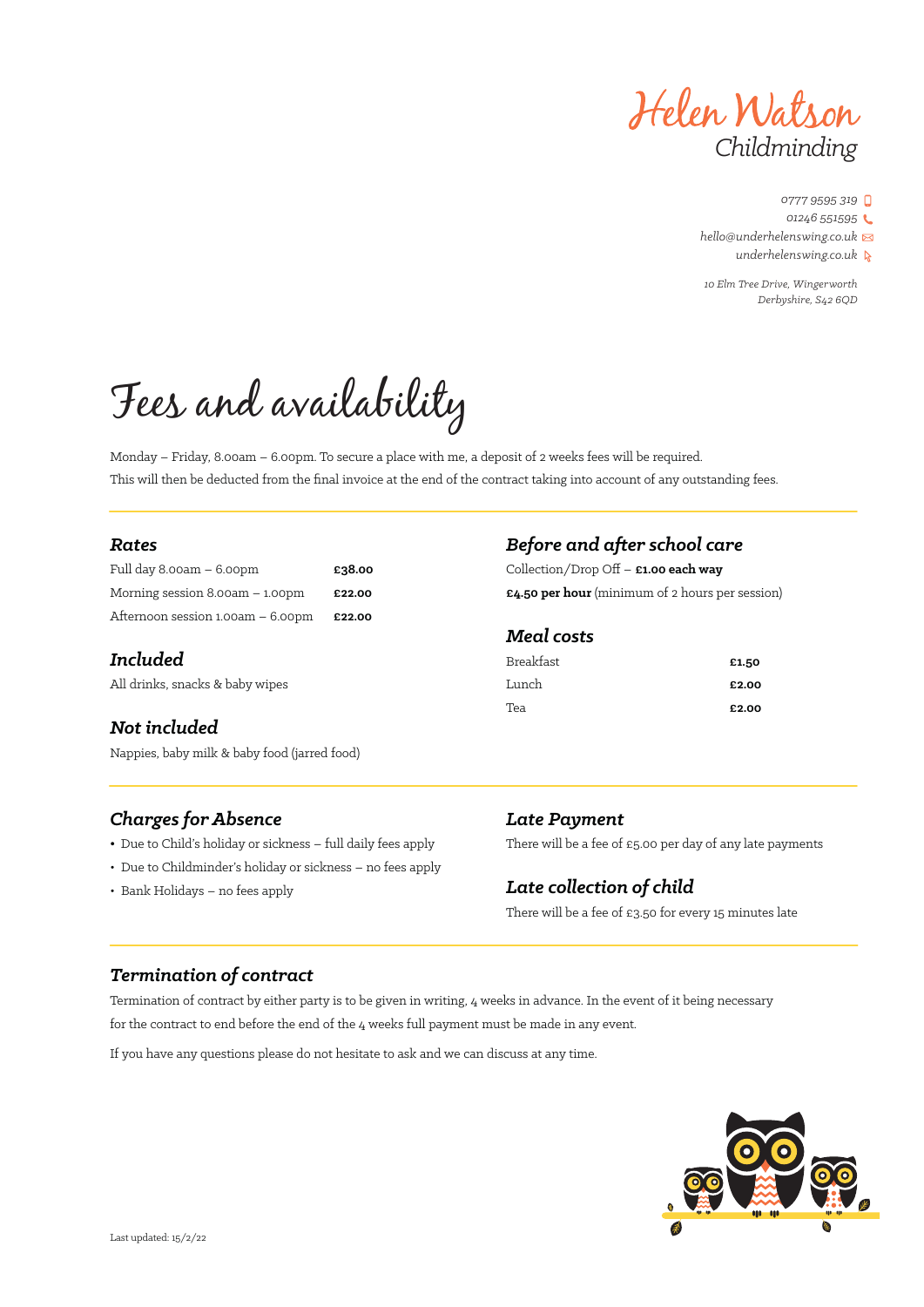# Helen Watson
## Childminding

0777 9595 319
01246 551595
hello@underhelenswing.co.uk
underhelenswing.co.uk

10 Elm Tree Drive, Wingerworth
Derbyshire, S42 6QD

# Fees and availability

Monday – Friday, 8.00am – 6.00pm. To secure a place with me, a deposit of 2 weeks fees will be required. This will then be deducted from the final invoice at the end of the contract taking into account of any outstanding fees.

### *Rates*

| | |
|---|---|
| Full day 8.00am – 6.00pm | **£38.00** |
| Morning session 8.00am – 1.00pm | **£22.00** |
| Afternoon session 1.00am – 6.00pm | **£22.00** |

### *Included*

All drinks, snacks & baby wipes

### *Not included*

Nappies, baby milk & baby food (jarred food)

### *Before and after school care*

Collection/Drop Off – **£1.00 each way**

**£4.50 per hour** (minimum of 2 hours per session)

### *Meal costs*

| | |
|---|---|
| Breakfast | **£1.50** |
| Lunch | **£2.00** |
| Tea | **£2.00** |

### *Charges for Absence*

- Due to Child's holiday or sickness – full daily fees apply
- Due to Childminder's holiday or sickness – no fees apply
- Bank Holidays – no fees apply

### *Late Payment*

There will be a fee of £5.00 per day of any late payments

### *Late collection of child*

There will be a fee of £3.50 for every 15 minutes late

### *Termination of contract*

Termination of contract by either party is to be given in writing, 4 weeks in advance. In the event of it being necessary for the contract to end before the end of the 4 weeks full payment must be made in any event.

If you have any questions please do not hesitate to ask and we can discuss at any time.

Last updated: 15/2/22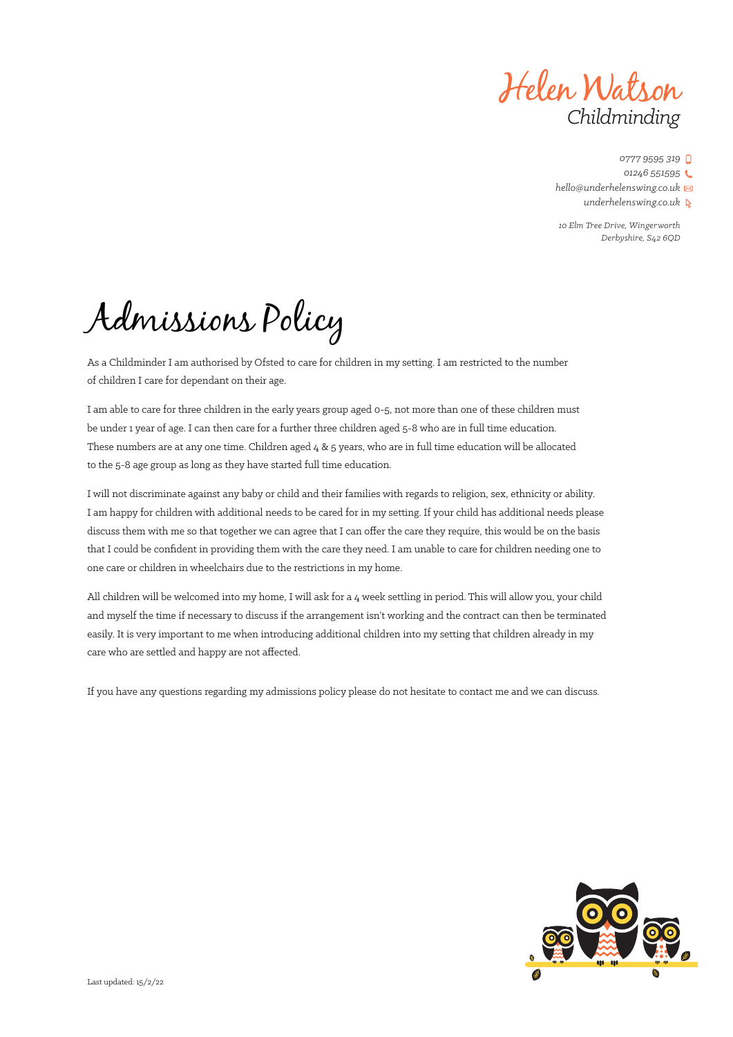Helen Watson
*Childminding*

*0777 9595 319*
*01246 551595*
*hello@underhelenswing.co.uk*
*underhelenswing.co.uk*

*10 Elm Tree Drive, Wingerworth*
*Derbyshire, S42 6QD*

# Admissions Policy

As a Childminder I am authorised by Ofsted to care for children in my setting. I am restricted to the number of children I care for dependant on their age.

I am able to care for three children in the early years group aged 0-5, not more than one of these children must be under 1 year of age. I can then care for a further three children aged 5-8 who are in full time education. These numbers are at any one time. Children aged 4 & 5 years, who are in full time education will be allocated to the 5-8 age group as long as they have started full time education.

I will not discriminate against any baby or child and their families with regards to religion, sex, ethnicity or ability. I am happy for children with additional needs to be cared for in my setting. If your child has additional needs please discuss them with me so that together we can agree that I can offer the care they require, this would be on the basis that I could be confident in providing them with the care they need. I am unable to care for children needing one to one care or children in wheelchairs due to the restrictions in my home.

All children will be welcomed into my home, I will ask for a 4 week settling in period. This will allow you, your child and myself the time if necessary to discuss if the arrangement isn't working and the contract can then be terminated easily. It is very important to me when introducing additional children into my setting that children already in my care who are settled and happy are not affected.

If you have any questions regarding my admissions policy please do not hesitate to contact me and we can discuss.

Last updated: 15/2/22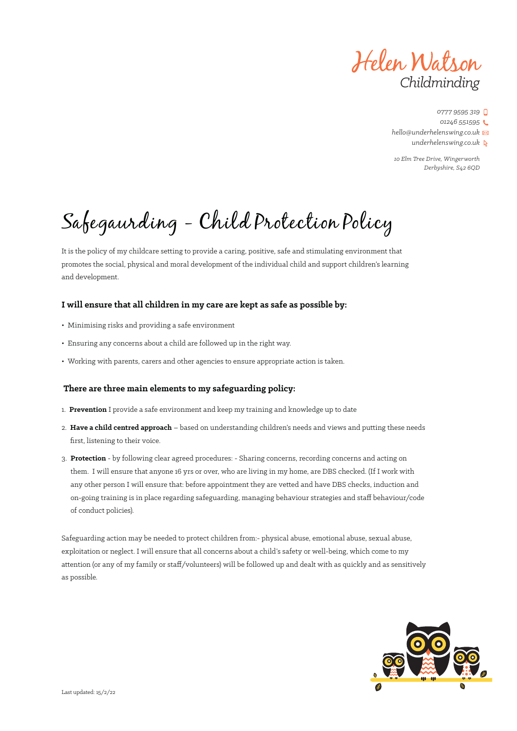Helen Watson
Childminding

0777 9595 319
01246 551595
hello@underhelenswing.co.uk
underhelenswing.co.uk

10 Elm Tree Drive, Wingerworth
Derbyshire, S42 6QD

# Safegaurding - Child Protection Policy

It is the policy of my childcare setting to provide a caring, positive, safe and stimulating environment that promotes the social, physical and moral development of the individual child and support children's learning and development.

### I will ensure that all children in my care are kept as safe as possible by:

- Minimising risks and providing a safe environment
- Ensuring any concerns about a child are followed up in the right way.
- Working with parents, carers and other agencies to ensure appropriate action is taken.

### There are three main elements to my safeguarding policy:

1. **Prevention** I provide a safe environment and keep my training and knowledge up to date
2. **Have a child centred approach** – based on understanding children's needs and views and putting these needs first, listening to their voice.
3. **Protection** - by following clear agreed procedures: - Sharing concerns, recording concerns and acting on them. I will ensure that anyone 16 yrs or over, who are living in my home, are DBS checked. (If I work with any other person I will ensure that: before appointment they are vetted and have DBS checks, induction and on-going training is in place regarding safeguarding, managing behaviour strategies and staff behaviour/code of conduct policies).

Safeguarding action may be needed to protect children from:- physical abuse, emotional abuse, sexual abuse, exploitation or neglect. I will ensure that all concerns about a child's safety or well-being, which come to my attention (or any of my family or staff/volunteers) will be followed up and dealt with as quickly and as sensitively as possible.

Last updated: 15/2/22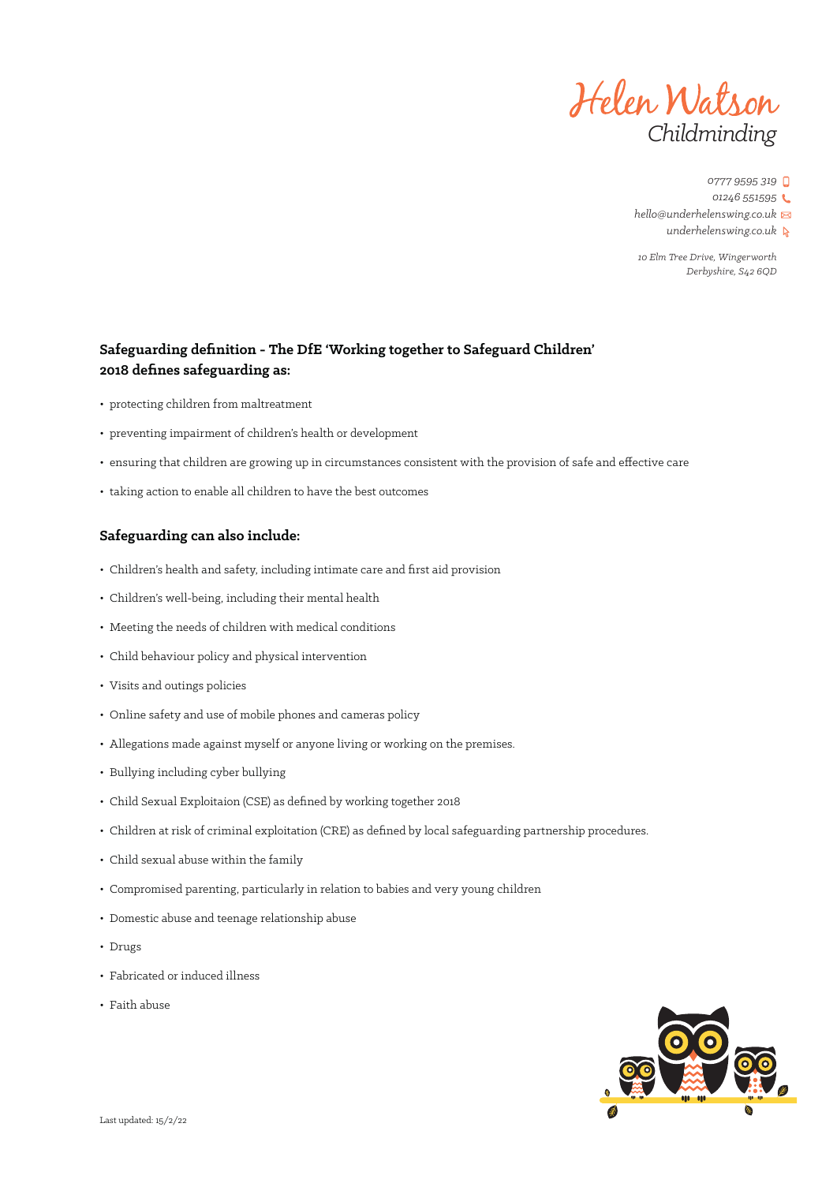Helen Watson
Childminding

0777 9595 319
01246 551595
hello@underhelenswing.co.uk
underhelenswing.co.uk

10 Elm Tree Drive, Wingerworth
Derbyshire, S42 6QD

**Safeguarding definition - The DfE 'Working together to Safeguard Children' 2018 defines safeguarding as:**

- protecting children from maltreatment
- preventing impairment of children's health or development
- ensuring that children are growing up in circumstances consistent with the provision of safe and effective care
- taking action to enable all children to have the best outcomes

**Safeguarding can also include:**

- Children's health and safety, including intimate care and first aid provision
- Children's well-being, including their mental health
- Meeting the needs of children with medical conditions
- Child behaviour policy and physical intervention
- Visits and outings policies
- Online safety and use of mobile phones and cameras policy
- Allegations made against myself or anyone living or working on the premises.
- Bullying including cyber bullying
- Child Sexual Exploitaion (CSE) as defined by working together 2018
- Children at risk of criminal exploitation (CRE) as defined by local safeguarding partnership procedures.
- Child sexual abuse within the family
- Compromised parenting, particularly in relation to babies and very young children
- Domestic abuse and teenage relationship abuse
- Drugs
- Fabricated or induced illness
- Faith abuse

Last updated: 15/2/22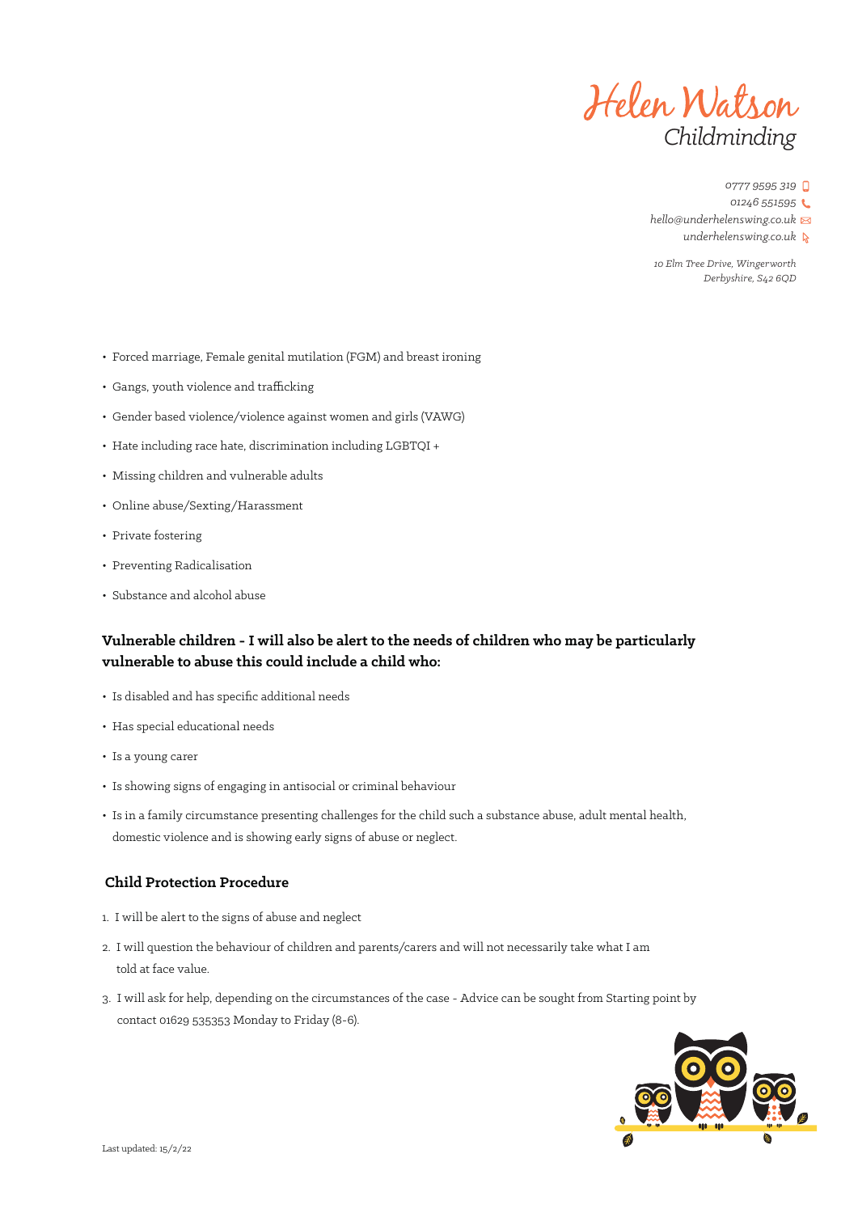- Forced marriage, Female genital mutilation (FGM) and breast ironing
- Gangs, youth violence and trafficking
- Gender based violence/violence against women and girls (VAWG)
- Hate including race hate, discrimination including LGBTQI +
- Missing children and vulnerable adults
- Online abuse/Sexting/Harassment
- Private fostering
- Preventing Radicalisation
- Substance and alcohol abuse

**Vulnerable children - I will also be alert to the needs of children who may be particularly vulnerable to abuse this could include a child who:**

- Is disabled and has specific additional needs
- Has special educational needs
- Is a young carer
- Is showing signs of engaging in antisocial or criminal behaviour
- Is in a family circumstance presenting challenges for the child such a substance abuse, adult mental health, domestic violence and is showing early signs of abuse or neglect.

### Child Protection Procedure

1. I will be alert to the signs of abuse and neglect
2. I will question the behaviour of children and parents/carers and will not necessarily take what I am told at face value.
3. I will ask for help, depending on the circumstances of the case - Advice can be sought from Starting point by contact 01629 535353 Monday to Friday (8-6).

Last updated: 15/2/22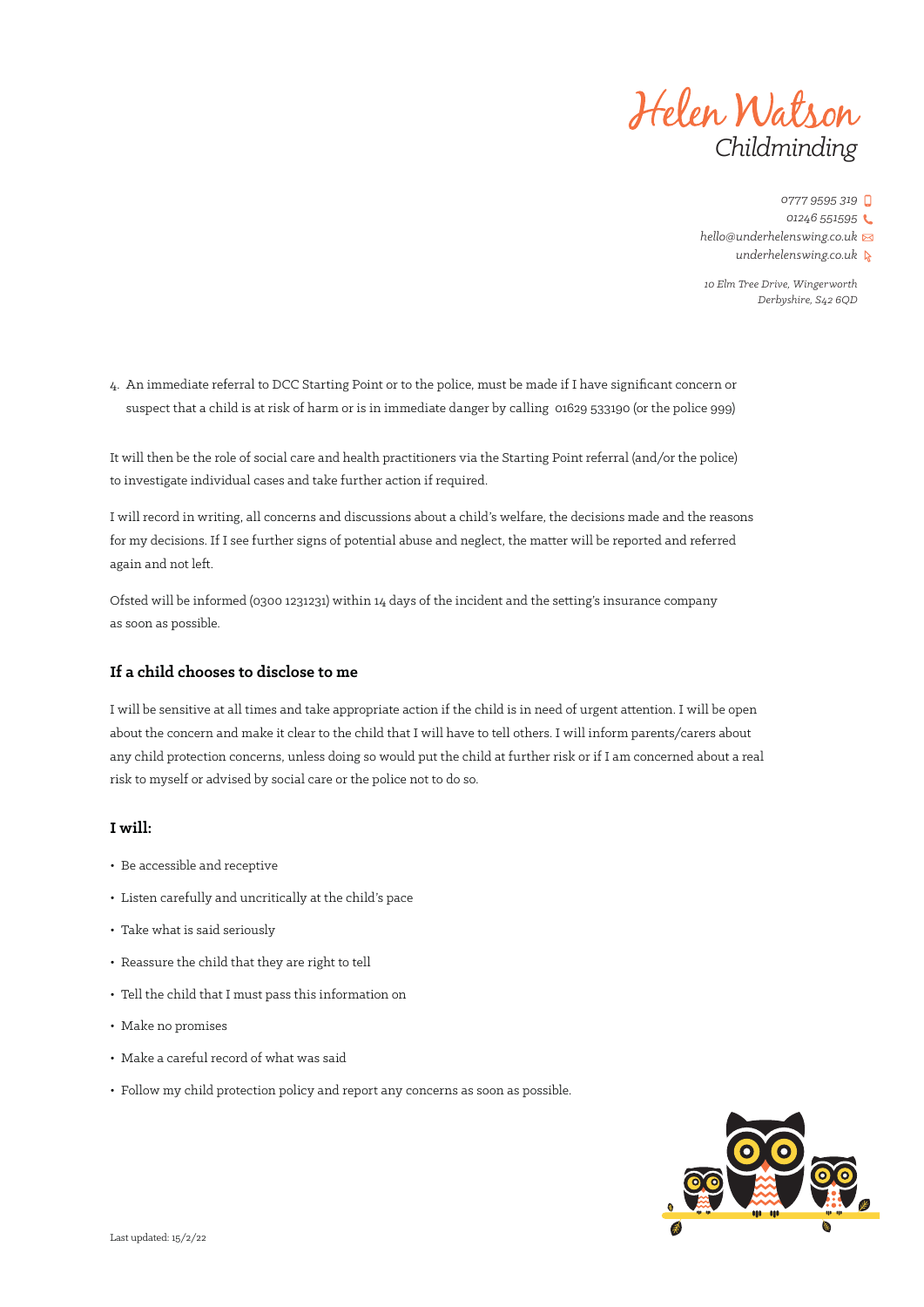4. An immediate referral to DCC Starting Point or to the police, must be made if I have significant concern or suspect that a child is at risk of harm or is in immediate danger by calling 01629 533190 (or the police 999)

It will then be the role of social care and health practitioners via the Starting Point referral (and/or the police) to investigate individual cases and take further action if required.

I will record in writing, all concerns and discussions about a child's welfare, the decisions made and the reasons for my decisions. If I see further signs of potential abuse and neglect, the matter will be reported and referred again and not left.

Ofsted will be informed (0300 1231231) within 14 days of the incident and the setting's insurance company as soon as possible.

### If a child chooses to disclose to me

I will be sensitive at all times and take appropriate action if the child is in need of urgent attention. I will be open about the concern and make it clear to the child that I will have to tell others. I will inform parents/carers about any child protection concerns, unless doing so would put the child at further risk or if I am concerned about a real risk to myself or advised by social care or the police not to do so.

### I will:

- Be accessible and receptive
- Listen carefully and uncritically at the child's pace
- Take what is said seriously
- Reassure the child that they are right to tell
- Tell the child that I must pass this information on
- Make no promises
- Make a careful record of what was said
- Follow my child protection policy and report any concerns as soon as possible.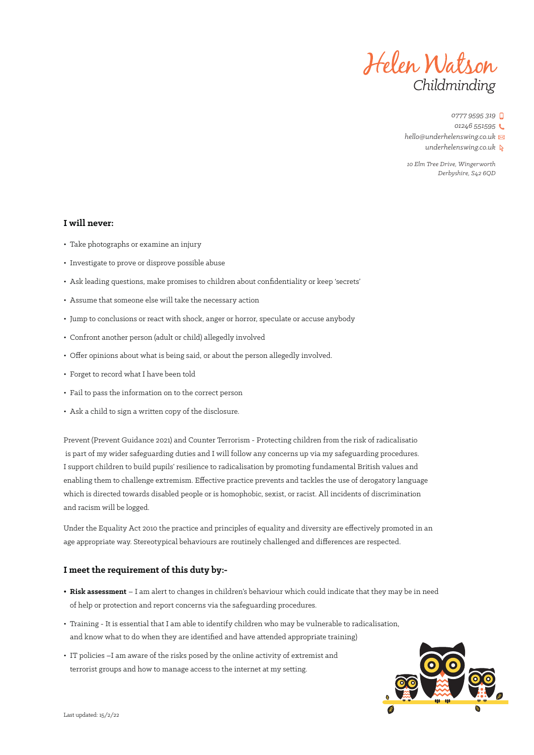**I will never:**

- Take photographs or examine an injury
- Investigate to prove or disprove possible abuse
- Ask leading questions, make promises to children about confidentiality or keep 'secrets'
- Assume that someone else will take the necessary action
- Jump to conclusions or react with shock, anger or horror, speculate or accuse anybody
- Confront another person (adult or child) allegedly involved
- Offer opinions about what is being said, or about the person allegedly involved.
- Forget to record what I have been told
- Fail to pass the information on to the correct person
- Ask a child to sign a written copy of the disclosure.

Prevent (Prevent Guidance 2021) and Counter Terrorism - Protecting children from the risk of radicalisatio is part of my wider safeguarding duties and I will follow any concerns up via my safeguarding procedures. I support children to build pupils' resilience to radicalisation by promoting fundamental British values and enabling them to challenge extremism. Effective practice prevents and tackles the use of derogatory language which is directed towards disabled people or is homophobic, sexist, or racist. All incidents of discrimination and racism will be logged.

Under the Equality Act 2010 the practice and principles of equality and diversity are effectively promoted in an age appropriate way. Stereotypical behaviours are routinely challenged and differences are respected.

**I meet the requirement of this duty by:-**

- **Risk assessment** – I am alert to changes in children's behaviour which could indicate that they may be in need of help or protection and report concerns via the safeguarding procedures.
- Training - It is essential that I am able to identify children who may be vulnerable to radicalisation, and know what to do when they are identified and have attended appropriate training)
- IT policies –I am aware of the risks posed by the online activity of extremist and terrorist groups and how to manage access to the internet at my setting.

Last updated: 15/2/22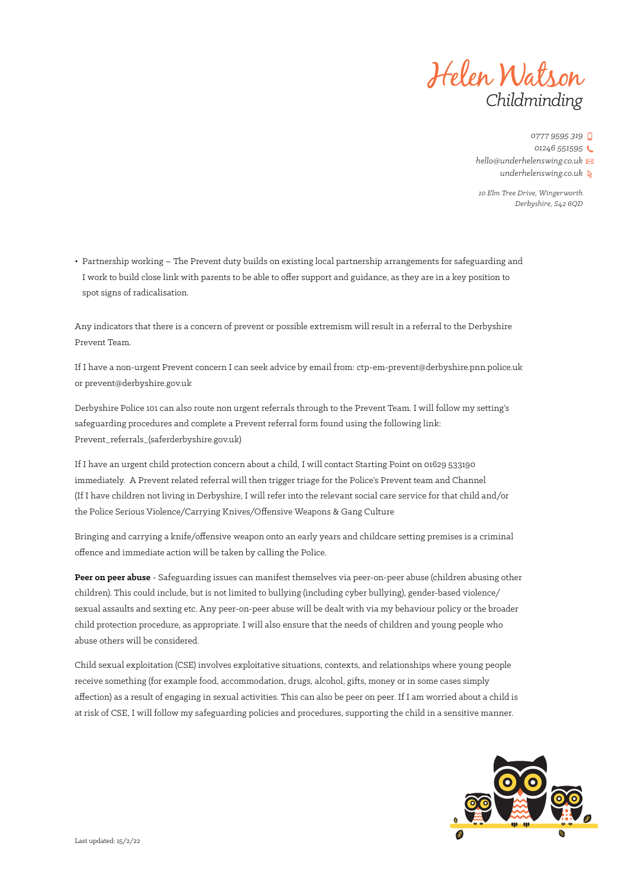- Partnership working – The Prevent duty builds on existing local partnership arrangements for safeguarding and I work to build close link with parents to be able to offer support and guidance, as they are in a key position to spot signs of radicalisation.

Any indicators that there is a concern of prevent or possible extremism will result in a referral to the Derbyshire Prevent Team.

If I have a non-urgent Prevent concern I can seek advice by email from: ctp-em-prevent@derbyshire.pnn.police.uk or prevent@derbyshire.gov.uk

Derbyshire Police 101 can also route non urgent referrals through to the Prevent Team. I will follow my setting's safeguarding procedures and complete a Prevent referral form found using the following link: Prevent_referrals_(saferderbyshire.gov.uk)

If I have an urgent child protection concern about a child, I will contact Starting Point on 01629 533190 immediately. A Prevent related referral will then trigger triage for the Police's Prevent team and Channel (If I have children not living in Derbyshire, I will refer into the relevant social care service for that child and/or the Police Serious Violence/Carrying Knives/Offensive Weapons & Gang Culture

Bringing and carrying a knife/offensive weapon onto an early years and childcare setting premises is a criminal offence and immediate action will be taken by calling the Police.

**Peer on peer abuse** - Safeguarding issues can manifest themselves via peer-on-peer abuse (children abusing other children). This could include, but is not limited to bullying (including cyber bullying), gender-based violence/ sexual assaults and sexting etc. Any peer-on-peer abuse will be dealt with via my behaviour policy or the broader child protection procedure, as appropriate. I will also ensure that the needs of children and young people who abuse others will be considered.

Child sexual exploitation (CSE) involves exploitative situations, contexts, and relationships where young people receive something (for example food, accommodation, drugs, alcohol, gifts, money or in some cases simply affection) as a result of engaging in sexual activities. This can also be peer on peer. If I am worried about a child is at risk of CSE, I will follow my safeguarding policies and procedures, supporting the child in a sensitive manner.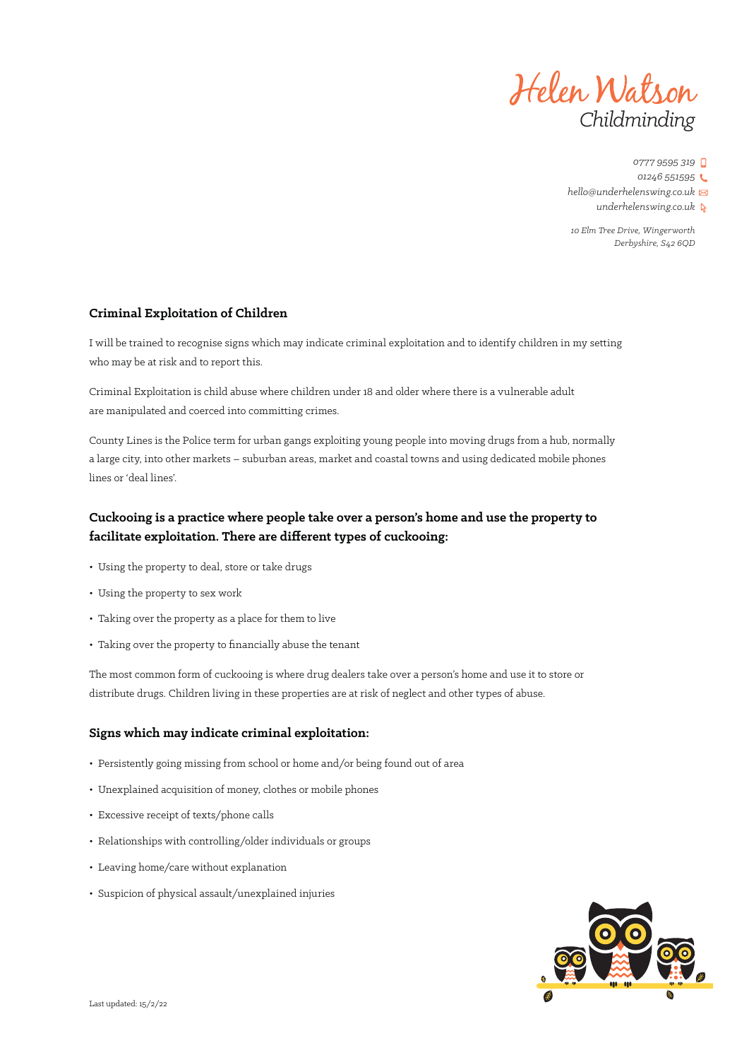## Criminal Exploitation of Children

I will be trained to recognise signs which may indicate criminal exploitation and to identify children in my setting who may be at risk and to report this.

Criminal Exploitation is child abuse where children under 18 and older where there is a vulnerable adult are manipulated and coerced into committing crimes.

County Lines is the Police term for urban gangs exploiting young people into moving drugs from a hub, normally a large city, into other markets – suburban areas, market and coastal towns and using dedicated mobile phones lines or 'deal lines'.

### Cuckooing is a practice where people take over a person's home and use the property to facilitate exploitation. There are different types of cuckooing:

- Using the property to deal, store or take drugs
- Using the property to sex work
- Taking over the property as a place for them to live
- Taking over the property to financially abuse the tenant

The most common form of cuckooing is where drug dealers take over a person's home and use it to store or distribute drugs. Children living in these properties are at risk of neglect and other types of abuse.

### Signs which may indicate criminal exploitation:

- Persistently going missing from school or home and/or being found out of area
- Unexplained acquisition of money, clothes or mobile phones
- Excessive receipt of texts/phone calls
- Relationships with controlling/older individuals or groups
- Leaving home/care without explanation
- Suspicion of physical assault/unexplained injuries

Last updated: 15/2/22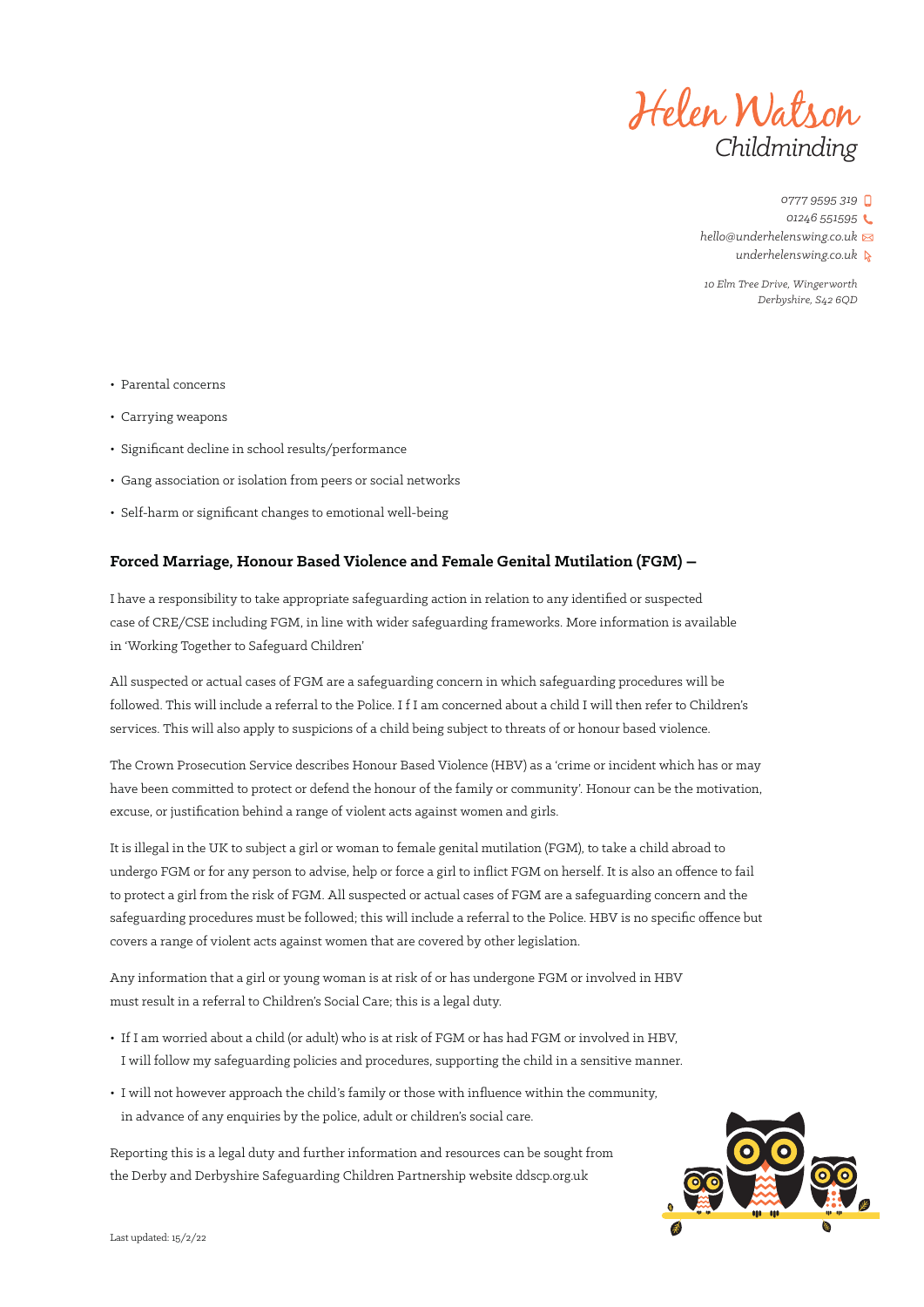- Parental concerns
- Carrying weapons
- Significant decline in school results/performance
- Gang association or isolation from peers or social networks
- Self-harm or significant changes to emotional well-being

**Forced Marriage, Honour Based Violence and Female Genital Mutilation (FGM) –**

I have a responsibility to take appropriate safeguarding action in relation to any identified or suspected case of CRE/CSE including FGM, in line with wider safeguarding frameworks. More information is available in 'Working Together to Safeguard Children'

All suspected or actual cases of FGM are a safeguarding concern in which safeguarding procedures will be followed. This will include a referral to the Police. I f I am concerned about a child I will then refer to Children's services. This will also apply to suspicions of a child being subject to threats of or honour based violence.

The Crown Prosecution Service describes Honour Based Violence (HBV) as a 'crime or incident which has or may have been committed to protect or defend the honour of the family or community'. Honour can be the motivation, excuse, or justification behind a range of violent acts against women and girls.

It is illegal in the UK to subject a girl or woman to female genital mutilation (FGM), to take a child abroad to undergo FGM or for any person to advise, help or force a girl to inflict FGM on herself. It is also an offence to fail to protect a girl from the risk of FGM. All suspected or actual cases of FGM are a safeguarding concern and the safeguarding procedures must be followed; this will include a referral to the Police. HBV is no specific offence but covers a range of violent acts against women that are covered by other legislation.

Any information that a girl or young woman is at risk of or has undergone FGM or involved in HBV must result in a referral to Children's Social Care; this is a legal duty.

- If I am worried about a child (or adult) who is at risk of FGM or has had FGM or involved in HBV, I will follow my safeguarding policies and procedures, supporting the child in a sensitive manner.
- I will not however approach the child's family or those with influence within the community, in advance of any enquiries by the police, adult or children's social care.

Reporting this is a legal duty and further information and resources can be sought from the Derby and Derbyshire Safeguarding Children Partnership website ddscp.org.uk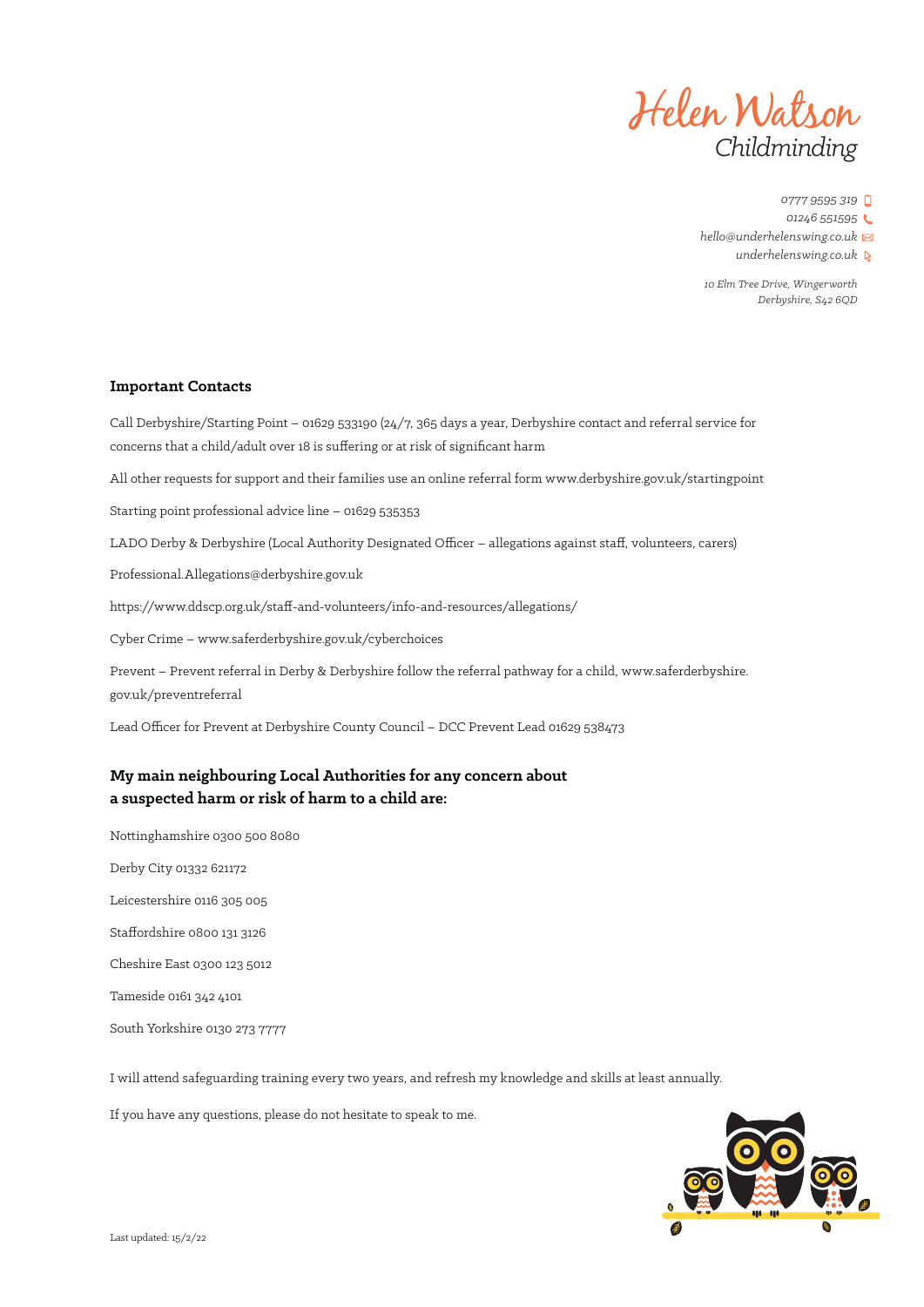Helen Watson
Childminding

0777 9595 319
01246 551595
hello@underhelenswing.co.uk
underhelenswing.co.uk

10 Elm Tree Drive, Wingerworth
Derbyshire, S42 6QD

**Important Contacts**

Call Derbyshire/Starting Point – 01629 533190 (24/7, 365 days a year, Derbyshire contact and referral service for concerns that a child/adult over 18 is suffering or at risk of significant harm

All other requests for support and their families use an online referral form www.derbyshire.gov.uk/startingpoint

Starting point professional advice line – 01629 535353

LADO Derby & Derbyshire (Local Authority Designated Officer – allegations against staff, volunteers, carers)

Professional.Allegations@derbyshire.gov.uk

https://www.ddscp.org.uk/staff-and-volunteers/info-and-resources/allegations/

Cyber Crime – www.saferderbyshire.gov.uk/cyberchoices

Prevent – Prevent referral in Derby & Derbyshire follow the referral pathway for a child, www.saferderbyshire.gov.uk/preventreferral

Lead Officer for Prevent at Derbyshire County Council – DCC Prevent Lead 01629 538473

**My main neighbouring Local Authorities for any concern about a suspected harm or risk of harm to a child are:**

Nottinghamshire 0300 500 8080

Derby City 01332 621172

Leicestershire 0116 305 005

Staffordshire 0800 131 3126

Cheshire East 0300 123 5012

Tameside 0161 342 4101

South Yorkshire 0130 273 7777

I will attend safeguarding training every two years, and refresh my knowledge and skills at least annually.

If you have any questions, please do not hesitate to speak to me.

Last updated: 15/2/22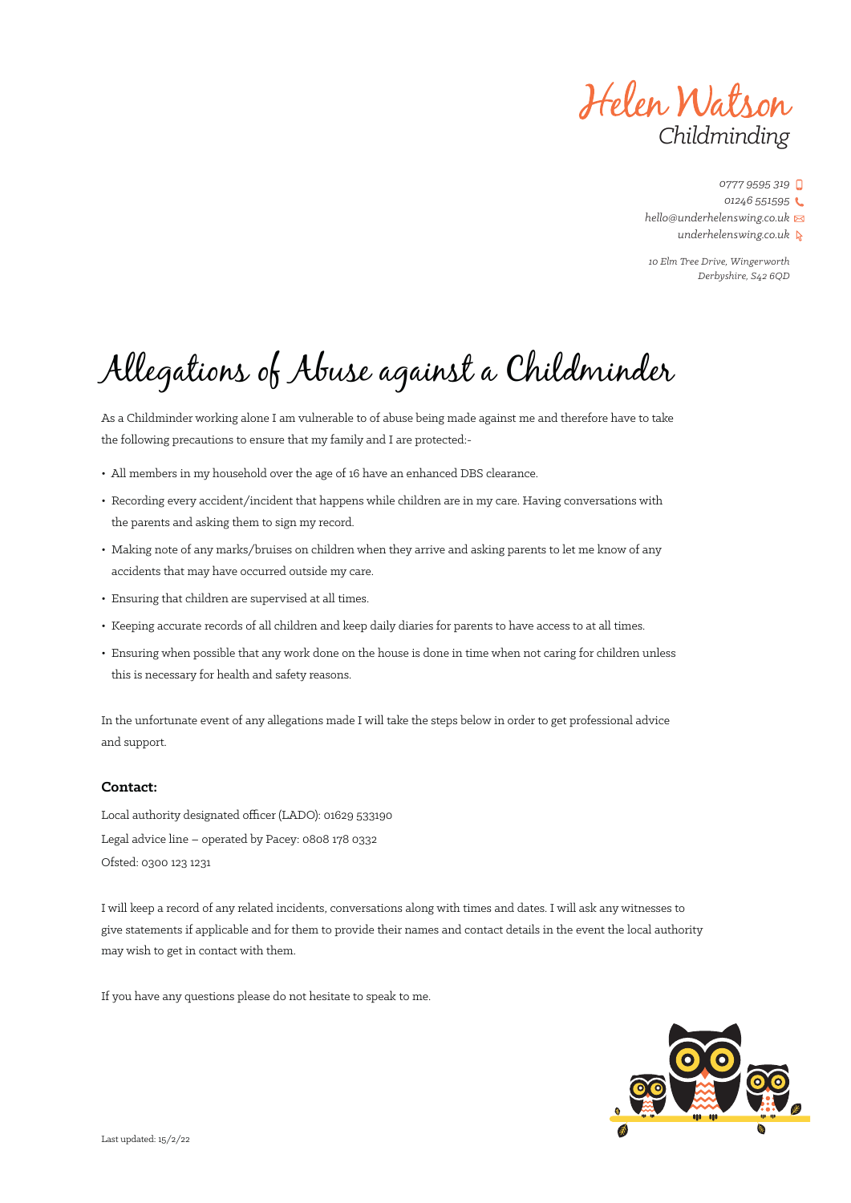Helen Watson
Childminding

0777 9595 319
01246 551595
hello@underhelenswing.co.uk
underhelenswing.co.uk

10 Elm Tree Drive, Wingerworth
Derbyshire, S42 6QD

# Allegations of Abuse against a Childminder

As a Childminder working alone I am vulnerable to of abuse being made against me and therefore have to take the following precautions to ensure that my family and I are protected:-

- All members in my household over the age of 16 have an enhanced DBS clearance.
- Recording every accident/incident that happens while children are in my care. Having conversations with the parents and asking them to sign my record.
- Making note of any marks/bruises on children when they arrive and asking parents to let me know of any accidents that may have occurred outside my care.
- Ensuring that children are supervised at all times.
- Keeping accurate records of all children and keep daily diaries for parents to have access to at all times.
- Ensuring when possible that any work done on the house is done in time when not caring for children unless this is necessary for health and safety reasons.

In the unfortunate event of any allegations made I will take the steps below in order to get professional advice and support.

**Contact:**

Local authority designated officer (LADO): 01629 533190

Legal advice line – operated by Pacey: 0808 178 0332

Ofsted: 0300 123 1231

I will keep a record of any related incidents, conversations along with times and dates. I will ask any witnesses to give statements if applicable and for them to provide their names and contact details in the event the local authority may wish to get in contact with them.

If you have any questions please do not hesitate to speak to me.

Last updated: 15/2/22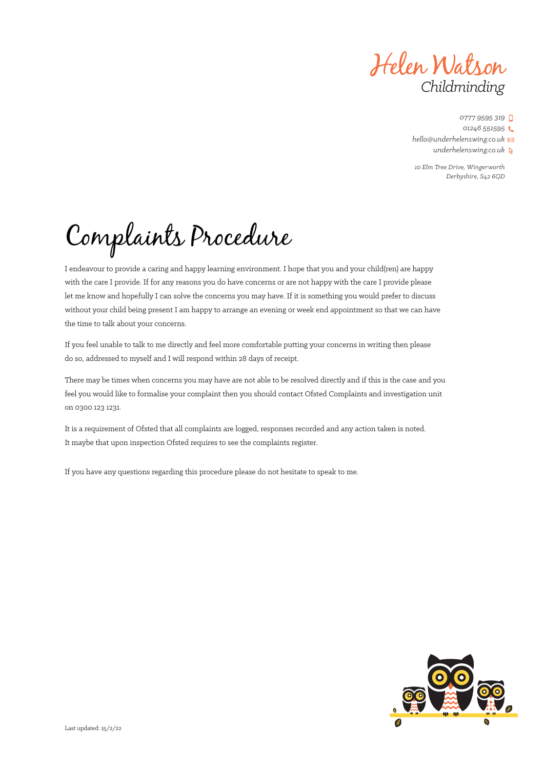Helen Watson
Childminding

0777 9595 319
01246 551595
hello@underhelenswing.co.uk
underhelenswing.co.uk

10 Elm Tree Drive, Wingerworth
Derbyshire, S42 6QD

# Complaints Procedure

I endeavour to provide a caring and happy learning environment. I hope that you and your child(ren) are happy with the care I provide. If for any reasons you do have concerns or are not happy with the care I provide please let me know and hopefully I can solve the concerns you may have. If it is something you would prefer to discuss without your child being present I am happy to arrange an evening or week end appointment so that we can have the time to talk about your concerns.

If you feel unable to talk to me directly and feel more comfortable putting your concerns in writing then please do so, addressed to myself and I will respond within 28 days of receipt.

There may be times when concerns you may have are not able to be resolved directly and if this is the case and you feel you would like to formalise your complaint then you should contact Ofsted Complaints and investigation unit on 0300 123 1231.

It is a requirement of Ofsted that all complaints are logged, responses recorded and any action taken is noted. It maybe that upon inspection Ofsted requires to see the complaints register.

If you have any questions regarding this procedure please do not hesitate to speak to me.

Last updated: 15/2/22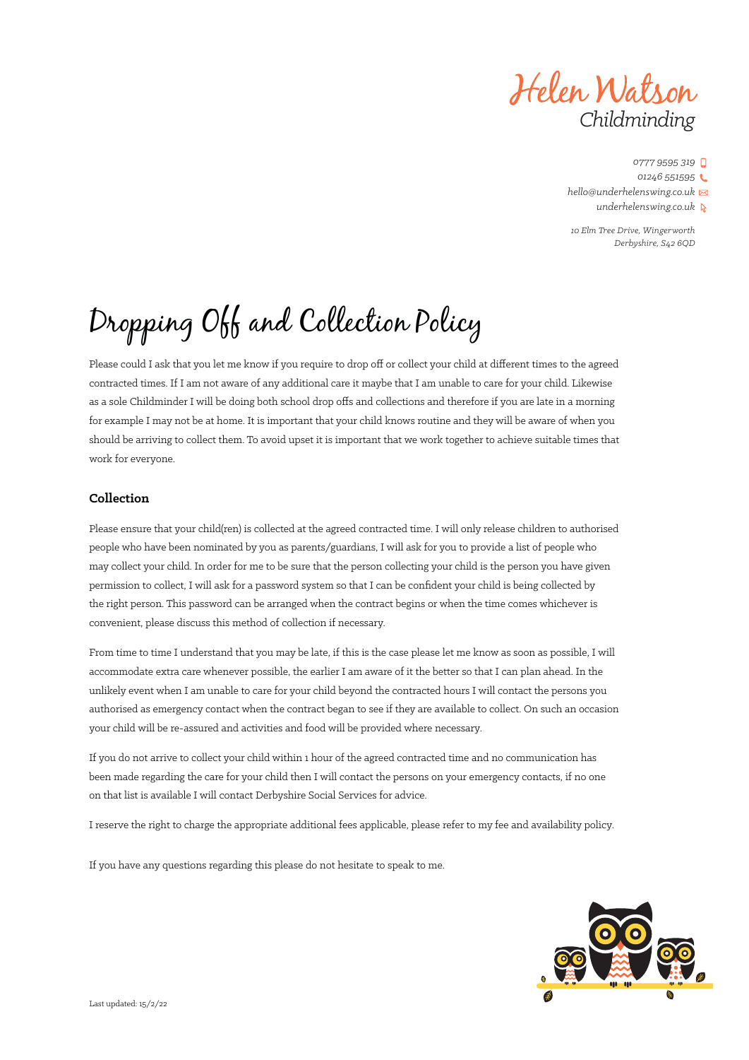Helen Watson
Childminding

0777 9595 319
01246 551595
hello@underhelenswing.co.uk
underhelenswing.co.uk

10 Elm Tree Drive, Wingerworth
Derbyshire, S42 6QD

# Dropping Off and Collection Policy

Please could I ask that you let me know if you require to drop off or collect your child at different times to the agreed contracted times. If I am not aware of any additional care it maybe that I am unable to care for your child. Likewise as a sole Childminder I will be doing both school drop offs and collections and therefore if you are late in a morning for example I may not be at home. It is important that your child knows routine and they will be aware of when you should be arriving to collect them. To avoid upset it is important that we work together to achieve suitable times that work for everyone.

## Collection

Please ensure that your child(ren) is collected at the agreed contracted time. I will only release children to authorised people who have been nominated by you as parents/guardians, I will ask for you to provide a list of people who may collect your child. In order for me to be sure that the person collecting your child is the person you have given permission to collect, I will ask for a password system so that I can be confident your child is being collected by the right person. This password can be arranged when the contract begins or when the time comes whichever is convenient, please discuss this method of collection if necessary.

From time to time I understand that you may be late, if this is the case please let me know as soon as possible, I will accommodate extra care whenever possible, the earlier I am aware of it the better so that I can plan ahead. In the unlikely event when I am unable to care for your child beyond the contracted hours I will contact the persons you authorised as emergency contact when the contract began to see if they are available to collect. On such an occasion your child will be re-assured and activities and food will be provided where necessary.

If you do not arrive to collect your child within 1 hour of the agreed contracted time and no communication has been made regarding the care for your child then I will contact the persons on your emergency contacts, if no one on that list is available I will contact Derbyshire Social Services for advice.

I reserve the right to charge the appropriate additional fees applicable, please refer to my fee and availability policy.

If you have any questions regarding this please do not hesitate to speak to me.

Last updated: 15/2/22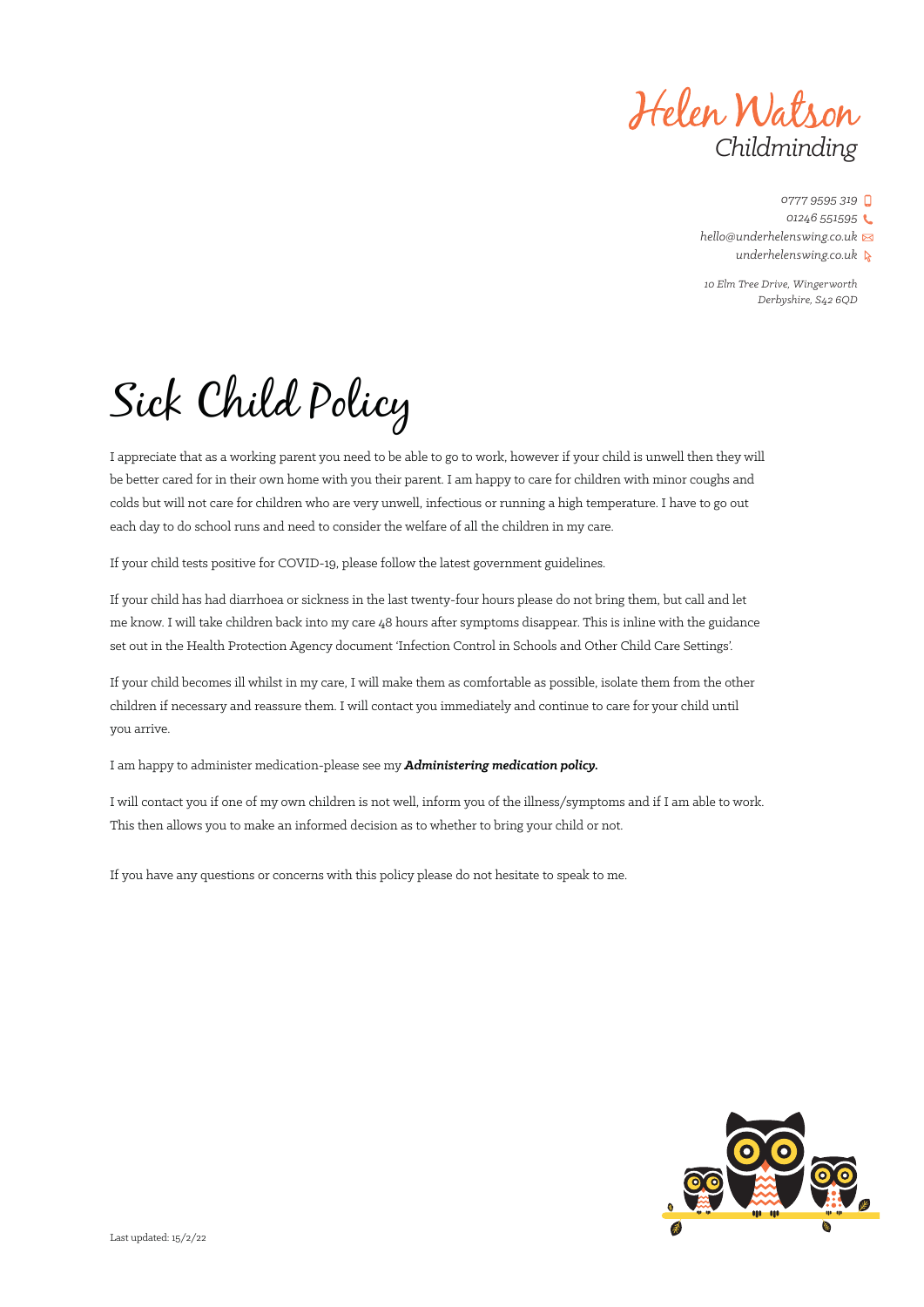Helen Watson
Childminding

0777 9595 319
01246 551595
hello@underhelenswing.co.uk
underhelenswing.co.uk

10 Elm Tree Drive, Wingerworth
Derbyshire, S42 6QD

# Sick Child Policy

I appreciate that as a working parent you need to be able to go to work, however if your child is unwell then they will be better cared for in their own home with you their parent. I am happy to care for children with minor coughs and colds but will not care for children who are very unwell, infectious or running a high temperature. I have to go out each day to do school runs and need to consider the welfare of all the children in my care.

If your child tests positive for COVID-19, please follow the latest government guidelines.

If your child has had diarrhoea or sickness in the last twenty-four hours please do not bring them, but call and let me know. I will take children back into my care 48 hours after symptoms disappear. This is inline with the guidance set out in the Health Protection Agency document 'Infection Control in Schools and Other Child Care Settings'.

If your child becomes ill whilst in my care, I will make them as comfortable as possible, isolate them from the other children if necessary and reassure them. I will contact you immediately and continue to care for your child until you arrive.

I am happy to administer medication-please see my ***Administering medication policy.***

I will contact you if one of my own children is not well, inform you of the illness/symptoms and if I am able to work. This then allows you to make an informed decision as to whether to bring your child or not.

If you have any questions or concerns with this policy please do not hesitate to speak to me.

Last updated: 15/2/22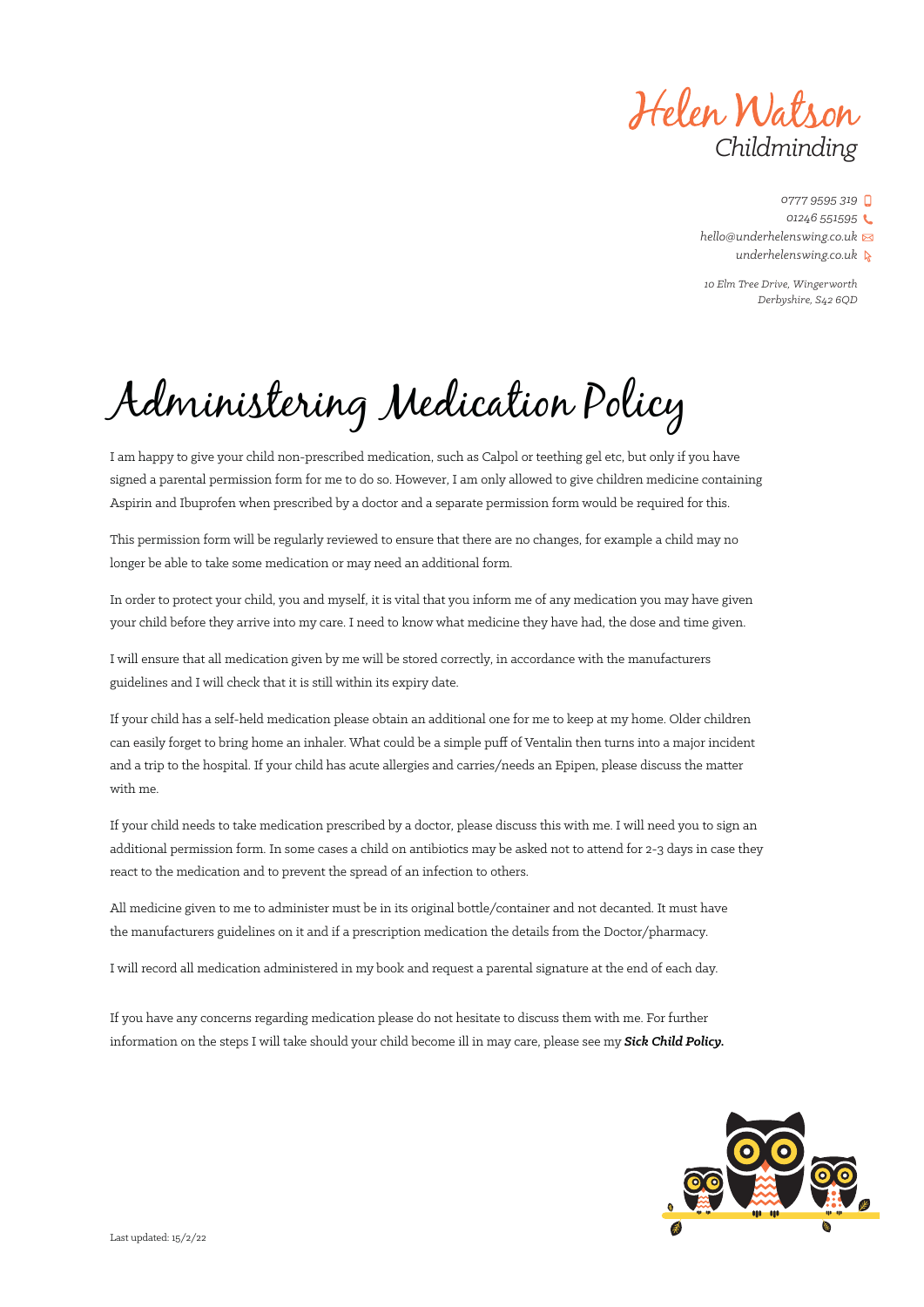Helen Watson
Childminding

0777 9595 319
01246 551595
hello@underhelenswing.co.uk
underhelenswing.co.uk

10 Elm Tree Drive, Wingerworth
Derbyshire, S42 6QD

# Administering Medication Policy

I am happy to give your child non-prescribed medication, such as Calpol or teething gel etc, but only if you have signed a parental permission form for me to do so. However, I am only allowed to give children medicine containing Aspirin and Ibuprofen when prescribed by a doctor and a separate permission form would be required for this.

This permission form will be regularly reviewed to ensure that there are no changes, for example a child may no longer be able to take some medication or may need an additional form.

In order to protect your child, you and myself, it is vital that you inform me of any medication you may have given your child before they arrive into my care. I need to know what medicine they have had, the dose and time given.

I will ensure that all medication given by me will be stored correctly, in accordance with the manufacturers guidelines and I will check that it is still within its expiry date.

If your child has a self-held medication please obtain an additional one for me to keep at my home. Older children can easily forget to bring home an inhaler. What could be a simple puff of Ventalin then turns into a major incident and a trip to the hospital. If your child has acute allergies and carries/needs an Epipen, please discuss the matter with me.

If your child needs to take medication prescribed by a doctor, please discuss this with me. I will need you to sign an additional permission form. In some cases a child on antibiotics may be asked not to attend for 2-3 days in case they react to the medication and to prevent the spread of an infection to others.

All medicine given to me to administer must be in its original bottle/container and not decanted. It must have the manufacturers guidelines on it and if a prescription medication the details from the Doctor/pharmacy.

I will record all medication administered in my book and request a parental signature at the end of each day.

If you have any concerns regarding medication please do not hesitate to discuss them with me. For further information on the steps I will take should your child become ill in may care, please see my ***Sick Child Policy.***

Last updated: 15/2/22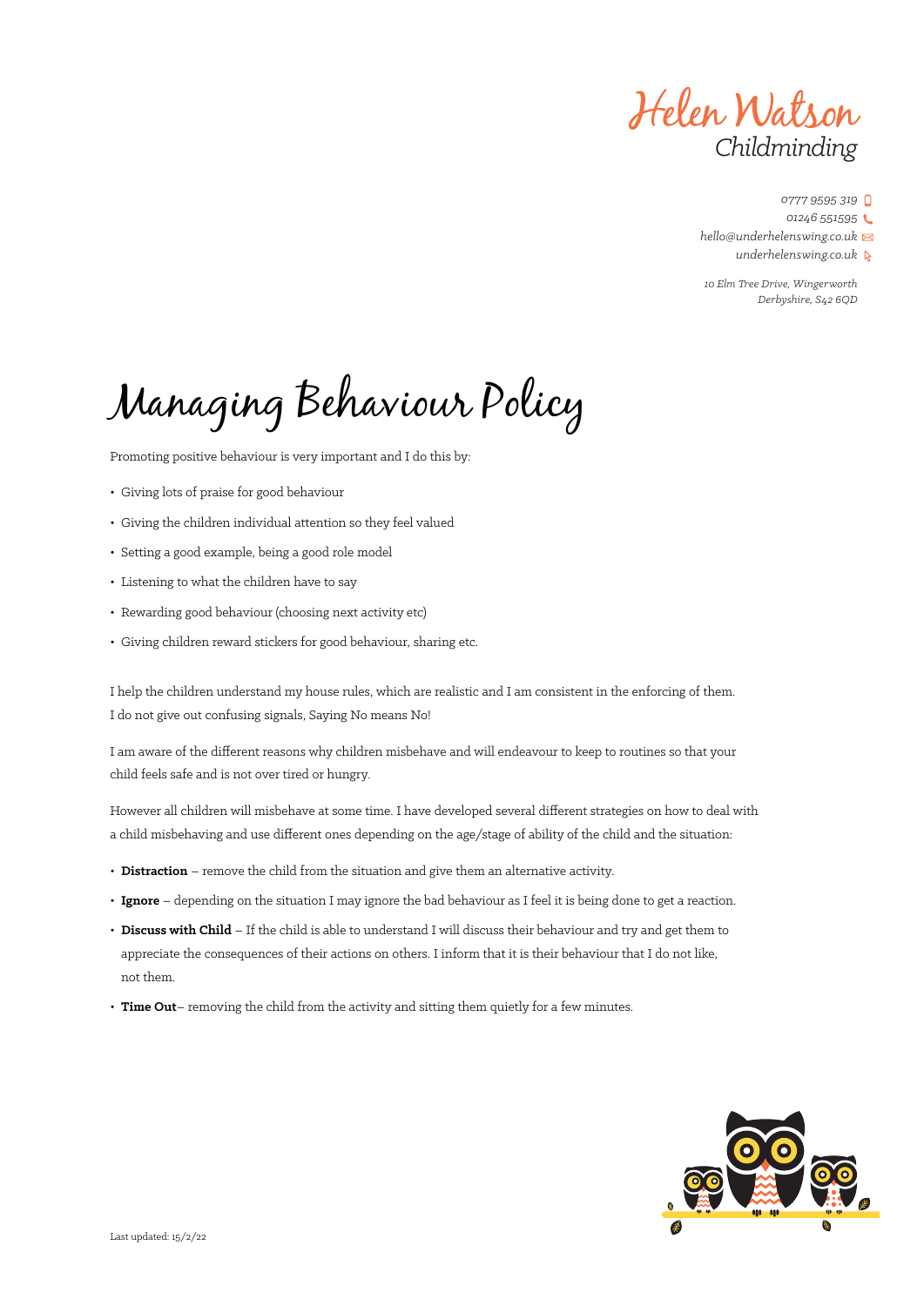Helen Watson
Childminding

0777 9595 319
01246 551595
hello@underhelenswing.co.uk
underhelenswing.co.uk

10 Elm Tree Drive, Wingerworth
Derbyshire, S42 6QD

# Managing Behaviour Policy

Promoting positive behaviour is very important and I do this by:

- Giving lots of praise for good behaviour
- Giving the children individual attention so they feel valued
- Setting a good example, being a good role model
- Listening to what the children have to say
- Rewarding good behaviour (choosing next activity etc)
- Giving children reward stickers for good behaviour, sharing etc.

I help the children understand my house rules, which are realistic and I am consistent in the enforcing of them. I do not give out confusing signals, Saying No means No!

I am aware of the different reasons why children misbehave and will endeavour to keep to routines so that your child feels safe and is not over tired or hungry.

However all children will misbehave at some time. I have developed several different strategies on how to deal with a child misbehaving and use different ones depending on the age/stage of ability of the child and the situation:

- **Distraction** – remove the child from the situation and give them an alternative activity.
- **Ignore** – depending on the situation I may ignore the bad behaviour as I feel it is being done to get a reaction.
- **Discuss with Child** – If the child is able to understand I will discuss their behaviour and try and get them to appreciate the consequences of their actions on others. I inform that it is their behaviour that I do not like, not them.
- **Time Out**– removing the child from the activity and sitting them quietly for a few minutes.

Last updated: 15/2/22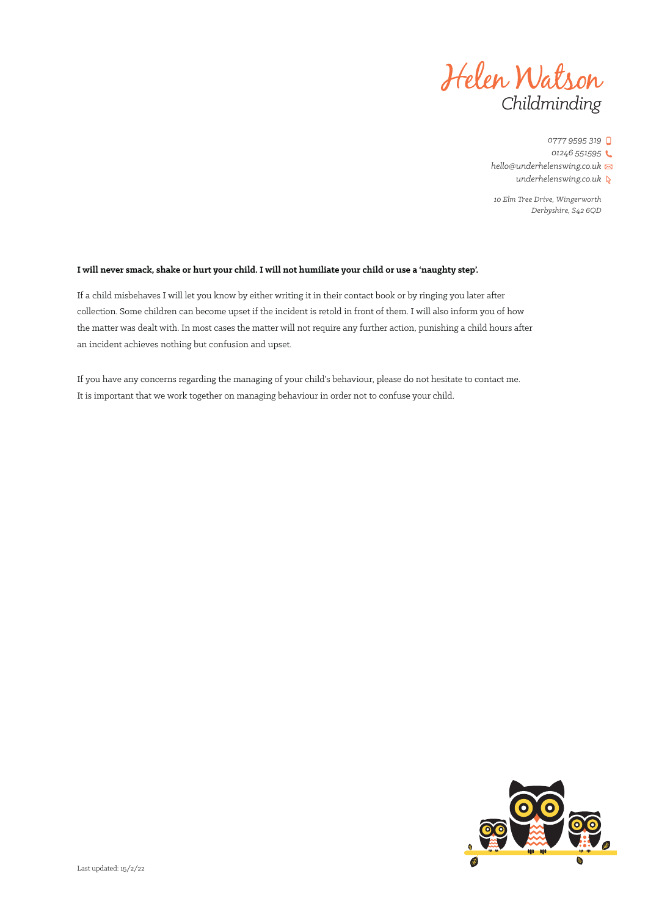Helen Watson
*Childminding*

*0777 9595 319*
*01246 551595*
*hello@underhelenswing.co.uk*
*underhelenswing.co.uk*

*10 Elm Tree Drive, Wingerworth*
*Derbyshire, S42 6QD*

**I will never smack, shake or hurt your child. I will not humiliate your child or use a 'naughty step'.**

If a child misbehaves I will let you know by either writing it in their contact book or by ringing you later after collection. Some children can become upset if the incident is retold in front of them. I will also inform you of how the matter was dealt with. In most cases the matter will not require any further action, punishing a child hours after an incident achieves nothing but confusion and upset.

If you have any concerns regarding the managing of your child's behaviour, please do not hesitate to contact me. It is important that we work together on managing behaviour in order not to confuse your child.

Last updated: 15/2/22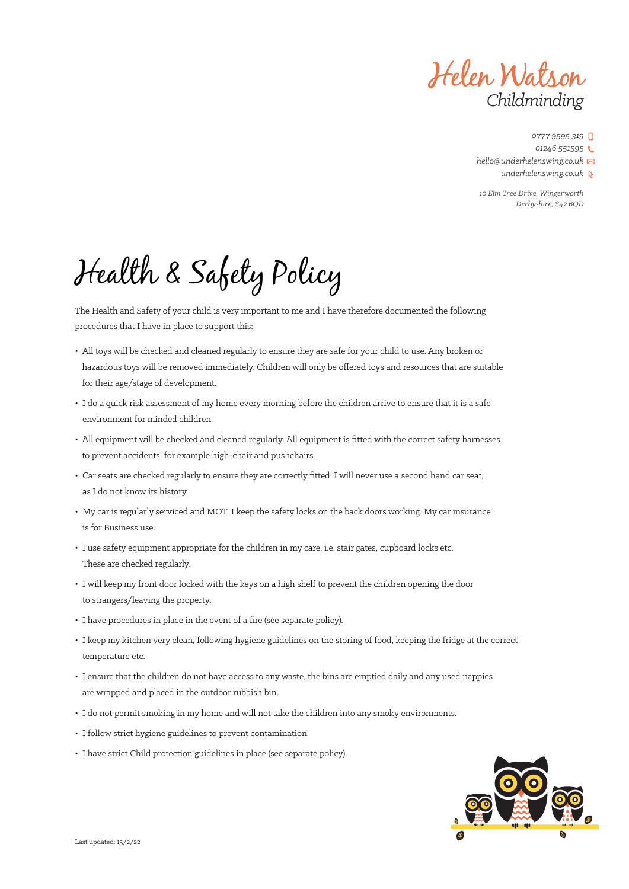Helen Watson
*Childminding*

*0777 9595 319*
*01246 551595*
*hello@underhelenswing.co.uk*
*underhelenswing.co.uk*

*10 Elm Tree Drive, Wingerworth*
*Derbyshire, S42 6QD*

# Health & Safety Policy

The Health and Safety of your child is very important to me and I have therefore documented the following procedures that I have in place to support this:

- All toys will be checked and cleaned regularly to ensure they are safe for your child to use. Any broken or hazardous toys will be removed immediately. Children will only be offered toys and resources that are suitable for their age/stage of development.
- I do a quick risk assessment of my home every morning before the children arrive to ensure that it is a safe environment for minded children.
- All equipment will be checked and cleaned regularly. All equipment is fitted with the correct safety harnesses to prevent accidents, for example high-chair and pushchairs.
- Car seats are checked regularly to ensure they are correctly fitted. I will never use a second hand car seat, as I do not know its history.
- My car is regularly serviced and MOT. I keep the safety locks on the back doors working. My car insurance is for Business use.
- I use safety equipment appropriate for the children in my care, i.e. stair gates, cupboard locks etc. These are checked regularly.
- I will keep my front door locked with the keys on a high shelf to prevent the children opening the door to strangers/leaving the property.
- I have procedures in place in the event of a fire (see separate policy).
- I keep my kitchen very clean, following hygiene guidelines on the storing of food, keeping the fridge at the correct temperature etc.
- I ensure that the children do not have access to any waste, the bins are emptied daily and any used nappies are wrapped and placed in the outdoor rubbish bin.
- I do not permit smoking in my home and will not take the children into any smoky environments.
- I follow strict hygiene guidelines to prevent contamination.
- I have strict Child protection guidelines in place (see separate policy).

Last updated: 15/2/22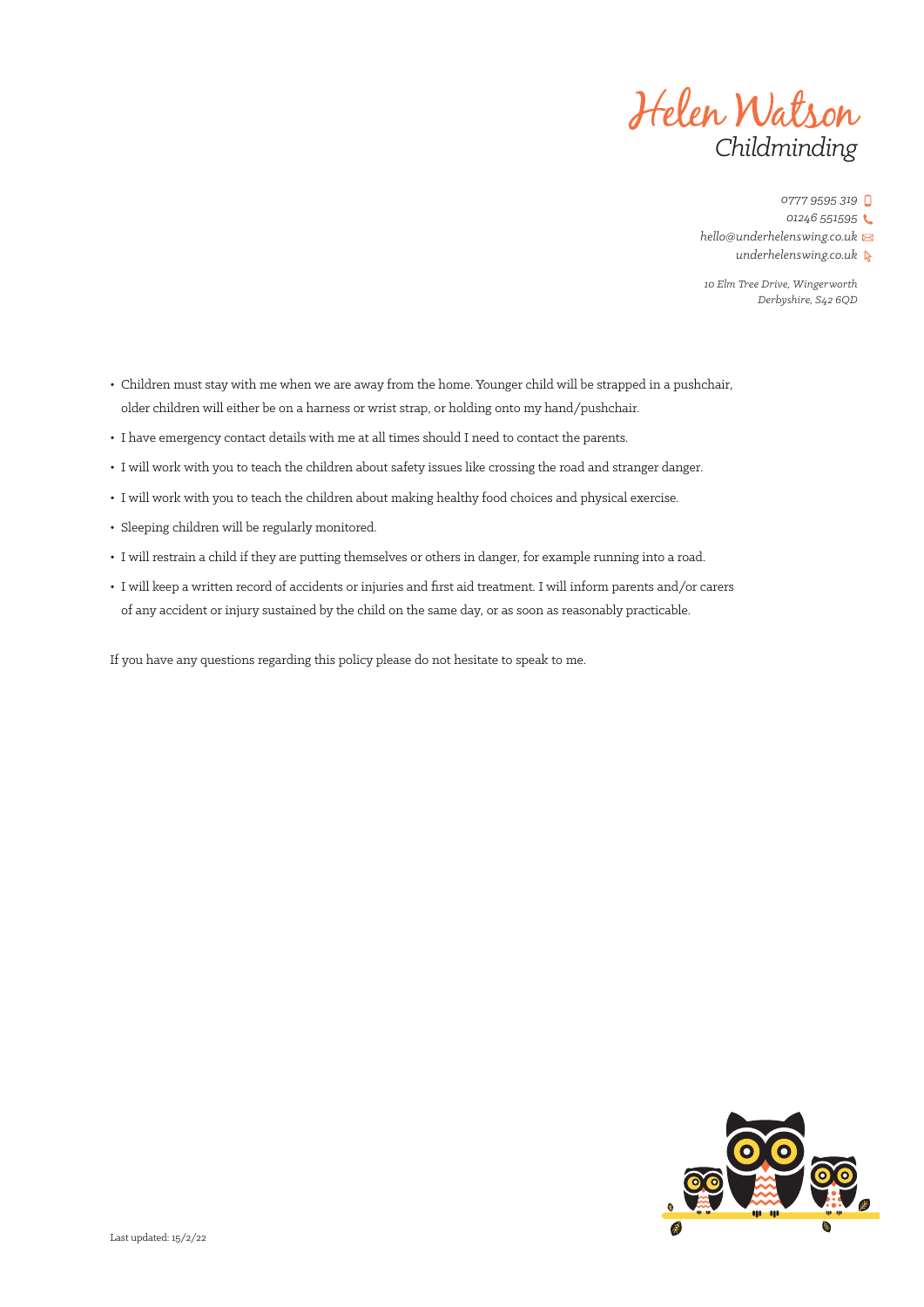- Children must stay with me when we are away from the home. Younger child will be strapped in a pushchair, older children will either be on a harness or wrist strap, or holding onto my hand/pushchair.
- I have emergency contact details with me at all times should I need to contact the parents.
- I will work with you to teach the children about safety issues like crossing the road and stranger danger.
- I will work with you to teach the children about making healthy food choices and physical exercise.
- Sleeping children will be regularly monitored.
- I will restrain a child if they are putting themselves or others in danger, for example running into a road.
- I will keep a written record of accidents or injuries and first aid treatment. I will inform parents and/or carers of any accident or injury sustained by the child on the same day, or as soon as reasonably practicable.

If you have any questions regarding this policy please do not hesitate to speak to me.

Last updated: 15/2/22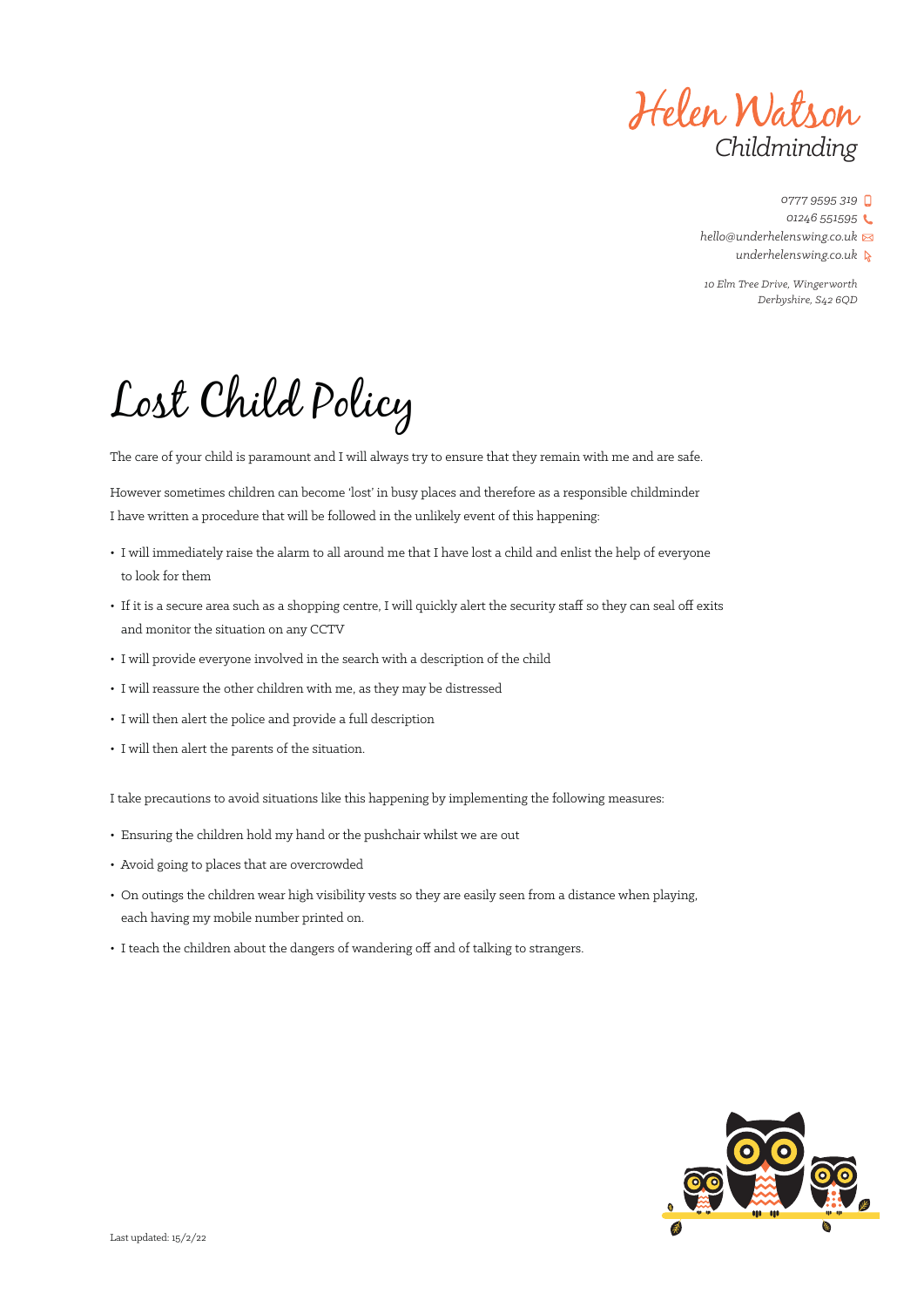Helen Watson
Childminding

0777 9595 319
01246 551595
hello@underhelenswing.co.uk
underhelenswing.co.uk

10 Elm Tree Drive, Wingerworth
Derbyshire, S42 6QD

# Lost Child Policy

The care of your child is paramount and I will always try to ensure that they remain with me and are safe.

However sometimes children can become 'lost' in busy places and therefore as a responsible childminder I have written a procedure that will be followed in the unlikely event of this happening:

- I will immediately raise the alarm to all around me that I have lost a child and enlist the help of everyone to look for them
- If it is a secure area such as a shopping centre, I will quickly alert the security staff so they can seal off exits and monitor the situation on any CCTV
- I will provide everyone involved in the search with a description of the child
- I will reassure the other children with me, as they may be distressed
- I will then alert the police and provide a full description
- I will then alert the parents of the situation.

I take precautions to avoid situations like this happening by implementing the following measures:

- Ensuring the children hold my hand or the pushchair whilst we are out
- Avoid going to places that are overcrowded
- On outings the children wear high visibility vests so they are easily seen from a distance when playing, each having my mobile number printed on.
- I teach the children about the dangers of wandering off and of talking to strangers.

Last updated: 15/2/22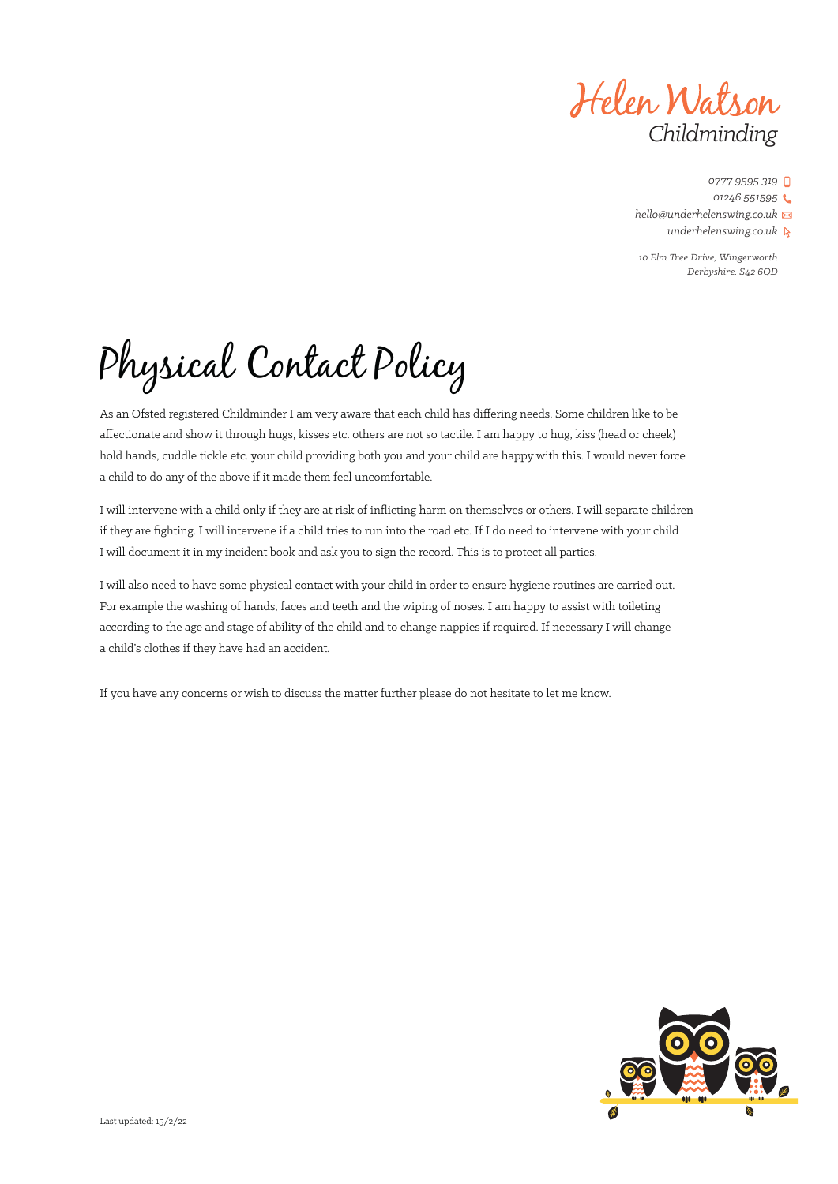Helen Watson
*Childminding*

*0777 9595 319*
*01246 551595*
*hello@underhelenswing.co.uk*
*underhelenswing.co.uk*

*10 Elm Tree Drive, Wingerworth*
*Derbyshire, S42 6QD*

# Physical Contact Policy

As an Ofsted registered Childminder I am very aware that each child has differing needs. Some children like to be affectionate and show it through hugs, kisses etc. others are not so tactile. I am happy to hug, kiss (head or cheek) hold hands, cuddle tickle etc. your child providing both you and your child are happy with this. I would never force a child to do any of the above if it made them feel uncomfortable.

I will intervene with a child only if they are at risk of inflicting harm on themselves or others. I will separate children if they are fighting. I will intervene if a child tries to run into the road etc. If I do need to intervene with your child I will document it in my incident book and ask you to sign the record. This is to protect all parties.

I will also need to have some physical contact with your child in order to ensure hygiene routines are carried out. For example the washing of hands, faces and teeth and the wiping of noses. I am happy to assist with toileting according to the age and stage of ability of the child and to change nappies if required. If necessary I will change a child's clothes if they have had an accident.

If you have any concerns or wish to discuss the matter further please do not hesitate to let me know.

Last updated: 15/2/22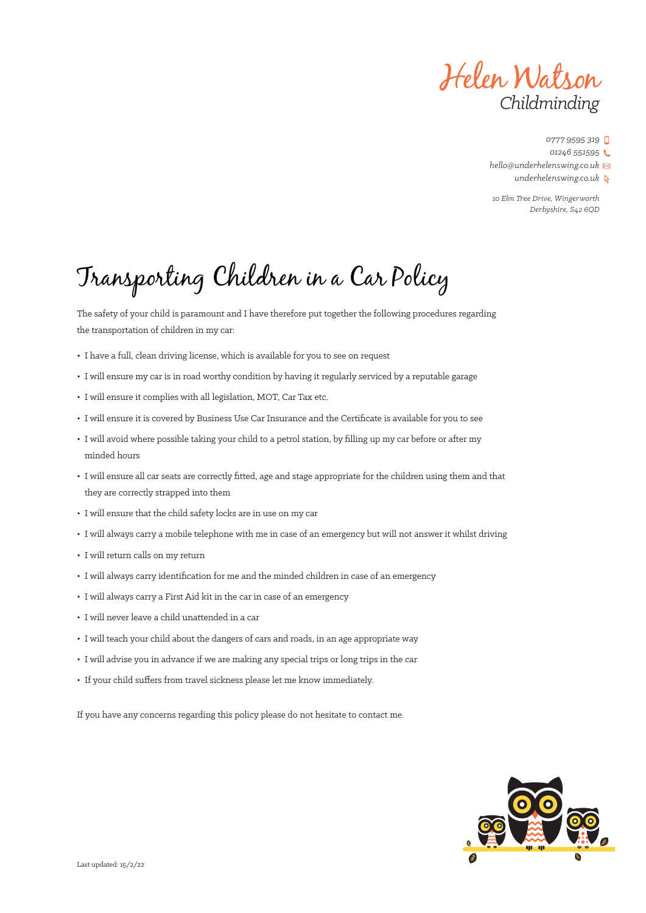Helen Watson
Childminding

0777 9595 319
01246 551595
hello@underhelenswing.co.uk
underhelenswing.co.uk

10 Elm Tree Drive, Wingerworth
Derbyshire, S42 6QD

# Transporting Children in a Car Policy

The safety of your child is paramount and I have therefore put together the following procedures regarding the transportation of children in my car:

- I have a full, clean driving license, which is available for you to see on request
- I will ensure my car is in road worthy condition by having it regularly serviced by a reputable garage
- I will ensure it complies with all legislation, MOT, Car Tax etc.
- I will ensure it is covered by Business Use Car Insurance and the Certificate is available for you to see
- I will avoid where possible taking your child to a petrol station, by filling up my car before or after my minded hours
- I will ensure all car seats are correctly fitted, age and stage appropriate for the children using them and that they are correctly strapped into them
- I will ensure that the child safety locks are in use on my car
- I will always carry a mobile telephone with me in case of an emergency but will not answer it whilst driving
- I will return calls on my return
- I will always carry identification for me and the minded children in case of an emergency
- I will always carry a First Aid kit in the car in case of an emergency
- I will never leave a child unattended in a car
- I will teach your child about the dangers of cars and roads, in an age appropriate way
- I will advise you in advance if we are making any special trips or long trips in the car
- If your child suffers from travel sickness please let me know immediately.

If you have any concerns regarding this policy please do not hesitate to contact me.

Last updated: 15/2/22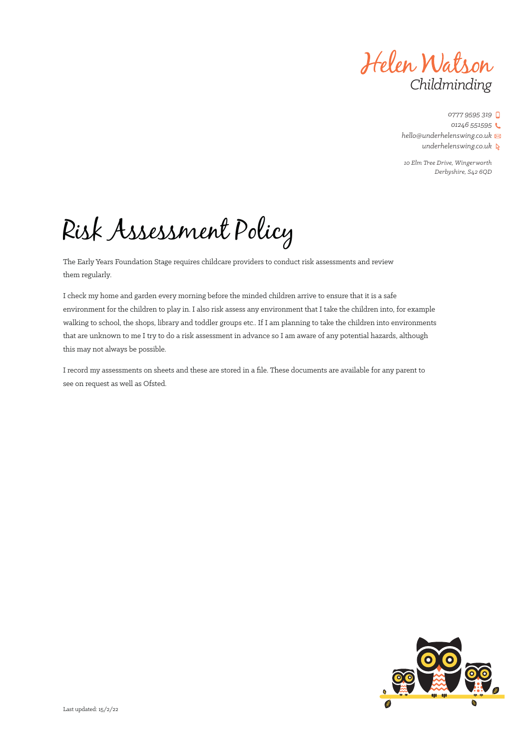Helen Watson
*Childminding*

*0777 9595 319*
*01246 551595*
*hello@underhelenswing.co.uk*
*underhelenswing.co.uk*

*10 Elm Tree Drive, Wingerworth*
*Derbyshire, S42 6QD*

# Risk Assessment Policy

The Early Years Foundation Stage requires childcare providers to conduct risk assessments and review them regularly.

I check my home and garden every morning before the minded children arrive to ensure that it is a safe environment for the children to play in. I also risk assess any environment that I take the children into, for example walking to school, the shops, library and toddler groups etc.. If I am planning to take the children into environments that are unknown to me I try to do a risk assessment in advance so I am aware of any potential hazards, although this may not always be possible.

I record my assessments on sheets and these are stored in a file. These documents are available for any parent to see on request as well as Ofsted.

Last updated: 15/2/22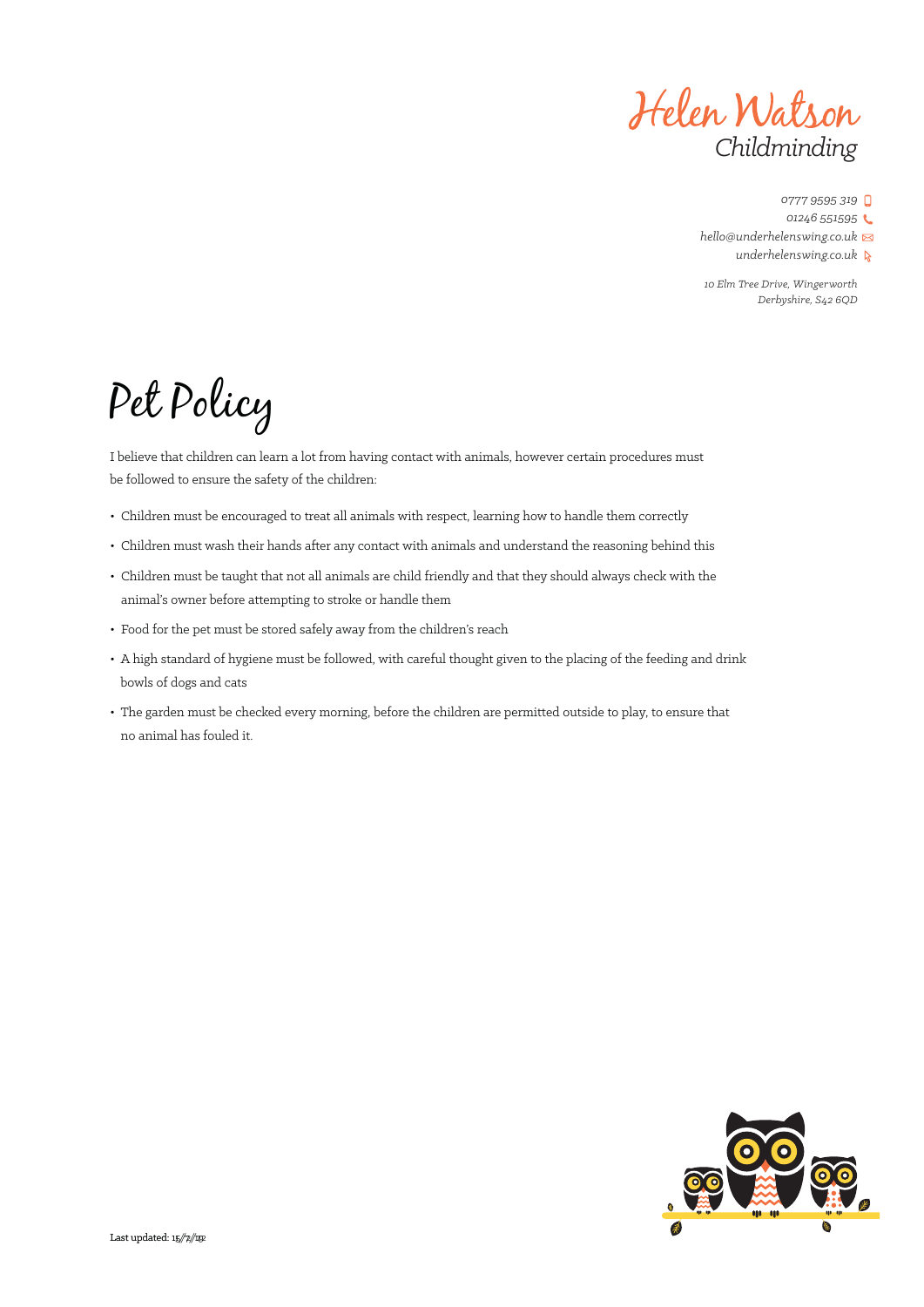Helen Watson
Childminding

0777 9595 319
01246 551595
hello@underhelenswing.co.uk
underhelenswing.co.uk

10 Elm Tree Drive, Wingerworth
Derbyshire, S42 6QD

# Pet Policy

I believe that children can learn a lot from having contact with animals, however certain procedures must be followed to ensure the safety of the children:

- Children must be encouraged to treat all animals with respect, learning how to handle them correctly
- Children must wash their hands after any contact with animals and understand the reasoning behind this
- Children must be taught that not all animals are child friendly and that they should always check with the animal's owner before attempting to stroke or handle them
- Food for the pet must be stored safely away from the children's reach
- A high standard of hygiene must be followed, with careful thought given to the placing of the feeding and drink bowls of dogs and cats
- The garden must be checked every morning, before the children are permitted outside to play, to ensure that no animal has fouled it.

Last updated: 15/7/19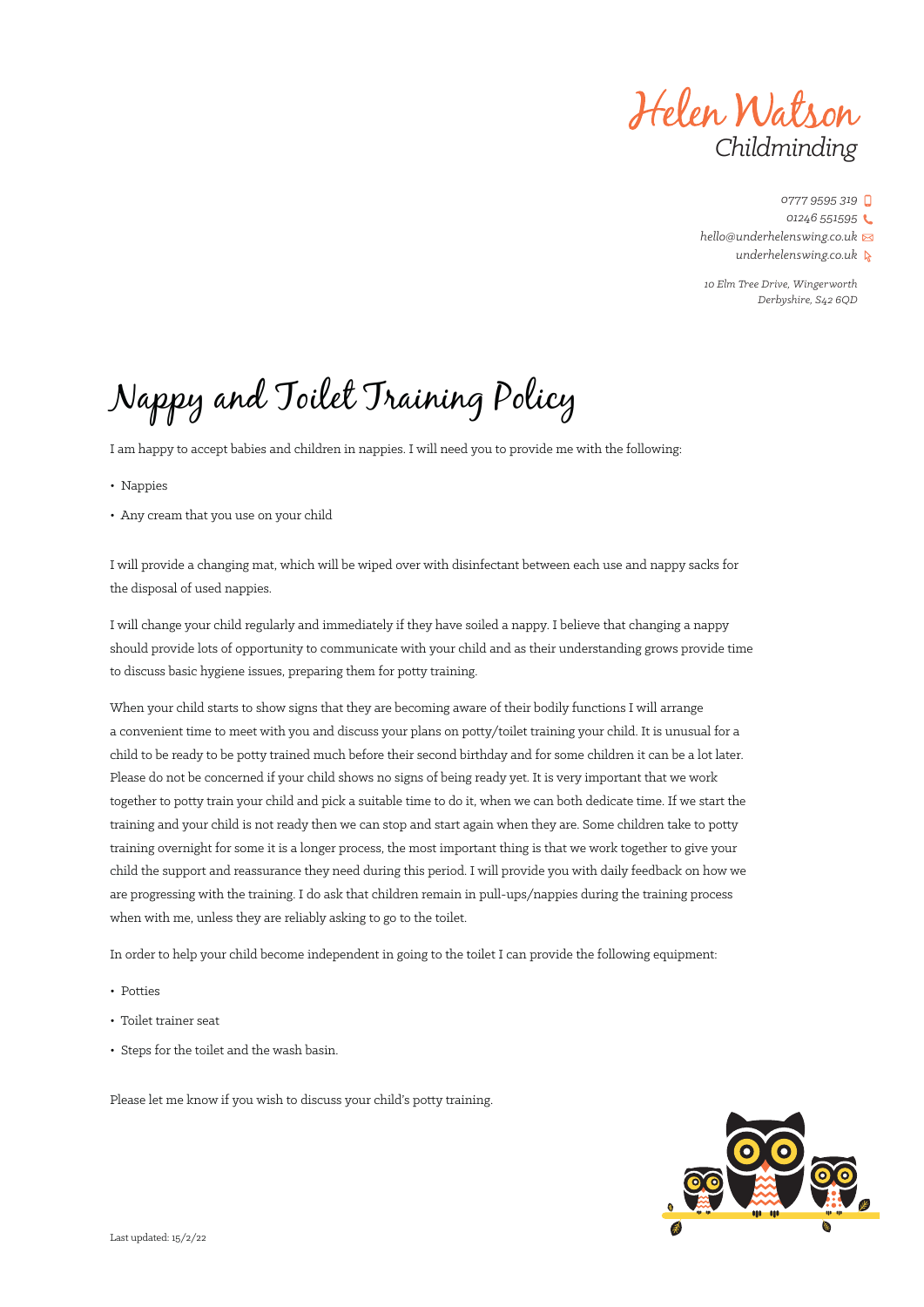Helen Watson
Childminding

0777 9595 319
01246 551595
hello@underhelenswing.co.uk
underhelenswing.co.uk

10 Elm Tree Drive, Wingerworth
Derbyshire, S42 6QD

# Nappy and Toilet Training Policy

I am happy to accept babies and children in nappies. I will need you to provide me with the following:

- Nappies
- Any cream that you use on your child

I will provide a changing mat, which will be wiped over with disinfectant between each use and nappy sacks for the disposal of used nappies.

I will change your child regularly and immediately if they have soiled a nappy. I believe that changing a nappy should provide lots of opportunity to communicate with your child and as their understanding grows provide time to discuss basic hygiene issues, preparing them for potty training.

When your child starts to show signs that they are becoming aware of their bodily functions I will arrange a convenient time to meet with you and discuss your plans on potty/toilet training your child. It is unusual for a child to be ready to be potty trained much before their second birthday and for some children it can be a lot later. Please do not be concerned if your child shows no signs of being ready yet. It is very important that we work together to potty train your child and pick a suitable time to do it, when we can both dedicate time. If we start the training and your child is not ready then we can stop and start again when they are. Some children take to potty training overnight for some it is a longer process, the most important thing is that we work together to give your child the support and reassurance they need during this period. I will provide you with daily feedback on how we are progressing with the training. I do ask that children remain in pull-ups/nappies during the training process when with me, unless they are reliably asking to go to the toilet.

In order to help your child become independent in going to the toilet I can provide the following equipment:

- Potties
- Toilet trainer seat
- Steps for the toilet and the wash basin.

Please let me know if you wish to discuss your child's potty training.

Last updated: 15/2/22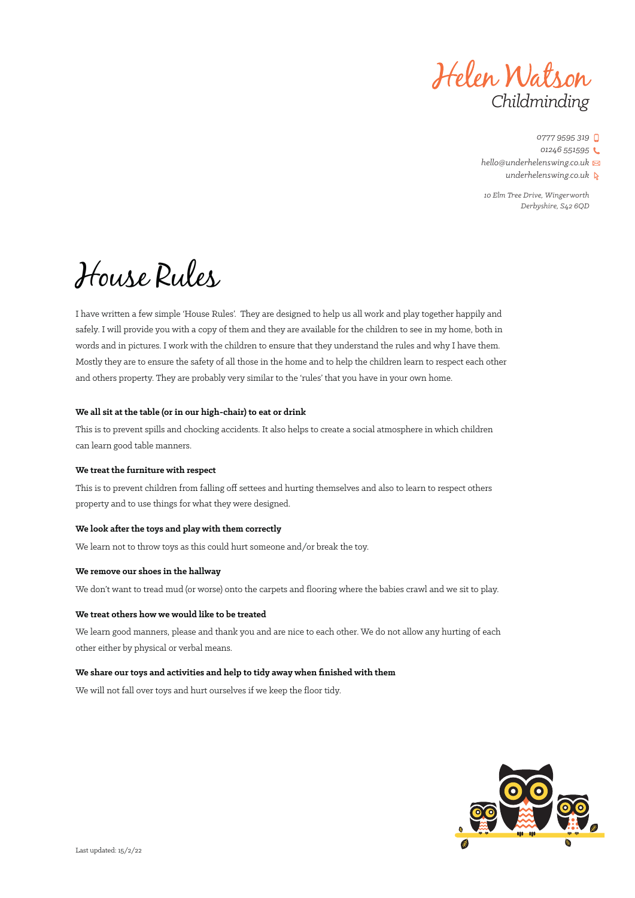Helen Watson
Childminding

0777 9595 319
01246 551595
hello@underhelenswing.co.uk
underhelenswing.co.uk

10 Elm Tree Drive, Wingerworth
Derbyshire, S42 6QD

# House Rules

I have written a few simple 'House Rules'. They are designed to help us all work and play together happily and safely. I will provide you with a copy of them and they are available for the children to see in my home, both in words and in pictures. I work with the children to ensure that they understand the rules and why I have them. Mostly they are to ensure the safety of all those in the home and to help the children learn to respect each other and others property. They are probably very similar to the 'rules' that you have in your own home.

**We all sit at the table (or in our high-chair) to eat or drink**

This is to prevent spills and chocking accidents. It also helps to create a social atmosphere in which children can learn good table manners.

**We treat the furniture with respect**

This is to prevent children from falling off settees and hurting themselves and also to learn to respect others property and to use things for what they were designed.

**We look after the toys and play with them correctly**

We learn not to throw toys as this could hurt someone and/or break the toy.

**We remove our shoes in the hallway**

We don't want to tread mud (or worse) onto the carpets and flooring where the babies crawl and we sit to play.

**We treat others how we would like to be treated**

We learn good manners, please and thank you and are nice to each other. We do not allow any hurting of each other either by physical or verbal means.

**We share our toys and activities and help to tidy away when finished with them**

We will not fall over toys and hurt ourselves if we keep the floor tidy.

Last updated: 15/2/22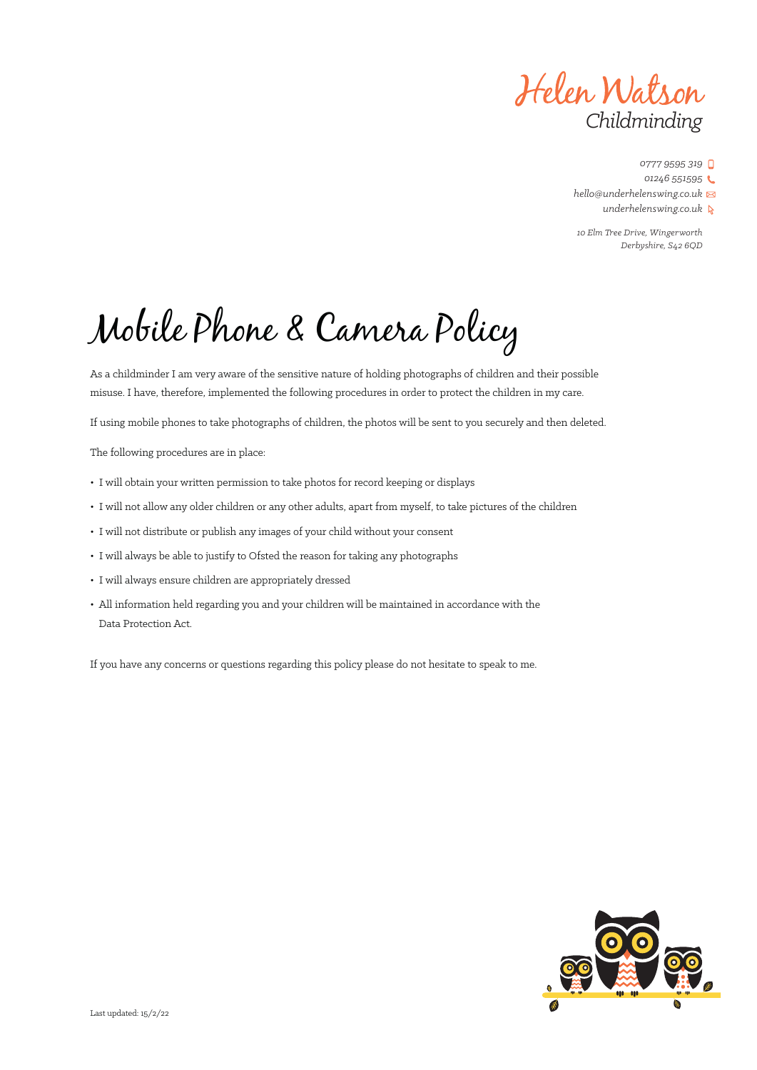Helen Watson
Childminding

0777 9595 319
01246 551595
hello@underhelenswing.co.uk
underhelenswing.co.uk

10 Elm Tree Drive, Wingerworth
Derbyshire, S42 6QD

# Mobile Phone & Camera Policy

As a childminder I am very aware of the sensitive nature of holding photographs of children and their possible misuse. I have, therefore, implemented the following procedures in order to protect the children in my care.

If using mobile phones to take photographs of children, the photos will be sent to you securely and then deleted.

The following procedures are in place:

- I will obtain your written permission to take photos for record keeping or displays
- I will not allow any older children or any other adults, apart from myself, to take pictures of the children
- I will not distribute or publish any images of your child without your consent
- I will always be able to justify to Ofsted the reason for taking any photographs
- I will always ensure children are appropriately dressed
- All information held regarding you and your children will be maintained in accordance with the Data Protection Act.

If you have any concerns or questions regarding this policy please do not hesitate to speak to me.

Last updated: 15/2/22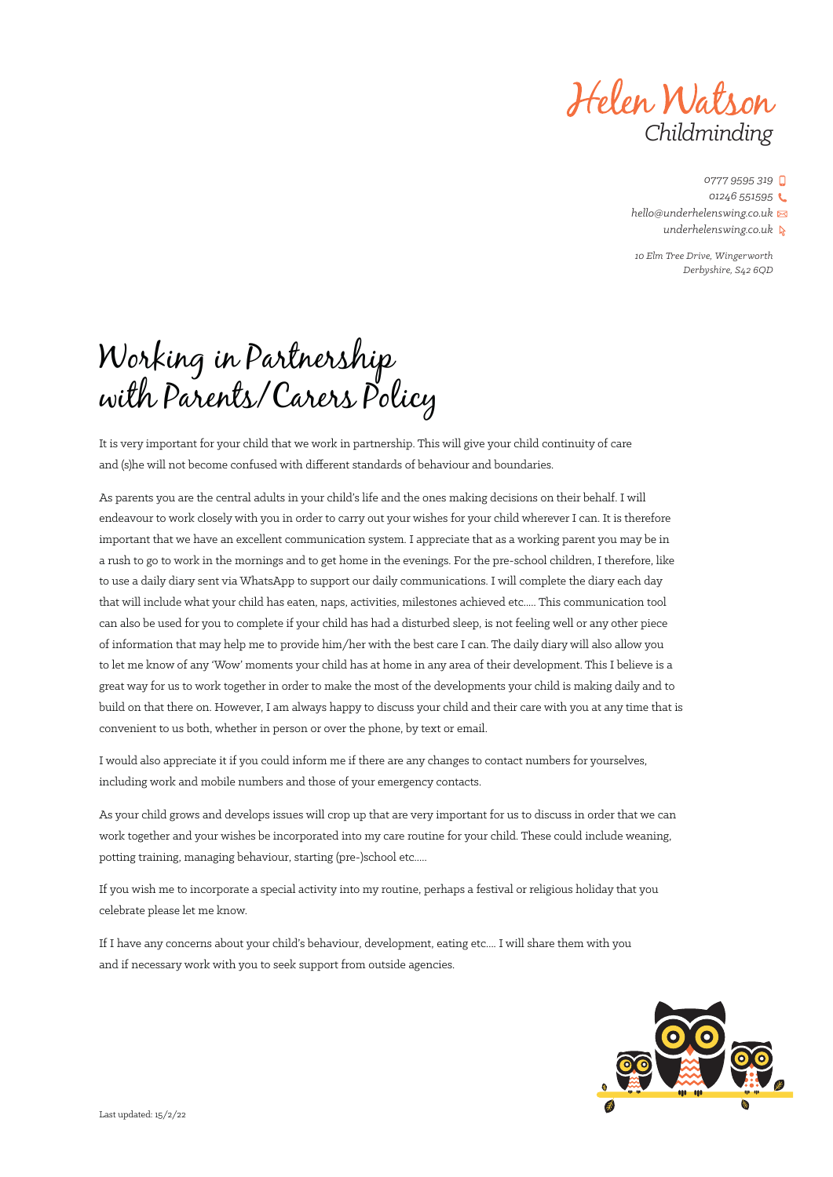Helen Watson
*Childminding*

*0777 9595 319*
*01246 551595*
*hello@underhelenswing.co.uk*
*underhelenswing.co.uk*

*10 Elm Tree Drive, Wingerworth*
*Derbyshire, S42 6QD*

# Working in Partnership with Parents/Carers Policy

It is very important for your child that we work in partnership. This will give your child continuity of care and (s)he will not become confused with different standards of behaviour and boundaries.

As parents you are the central adults in your child's life and the ones making decisions on their behalf. I will endeavour to work closely with you in order to carry out your wishes for your child wherever I can. It is therefore important that we have an excellent communication system. I appreciate that as a working parent you may be in a rush to go to work in the mornings and to get home in the evenings. For the pre-school children, I therefore, like to use a daily diary sent via WhatsApp to support our daily communications. I will complete the diary each day that will include what your child has eaten, naps, activities, milestones achieved etc..... This communication tool can also be used for you to complete if your child has had a disturbed sleep, is not feeling well or any other piece of information that may help me to provide him/her with the best care I can. The daily diary will also allow you to let me know of any 'Wow' moments your child has at home in any area of their development. This I believe is a great way for us to work together in order to make the most of the developments your child is making daily and to build on that there on. However, I am always happy to discuss your child and their care with you at any time that is convenient to us both, whether in person or over the phone, by text or email.

I would also appreciate it if you could inform me if there are any changes to contact numbers for yourselves, including work and mobile numbers and those of your emergency contacts.

As your child grows and develops issues will crop up that are very important for us to discuss in order that we can work together and your wishes be incorporated into my care routine for your child. These could include weaning, potting training, managing behaviour, starting (pre-)school etc.....

If you wish me to incorporate a special activity into my routine, perhaps a festival or religious holiday that you celebrate please let me know.

If I have any concerns about your child's behaviour, development, eating etc.... I will share them with you and if necessary work with you to seek support from outside agencies.

Last updated: 15/2/22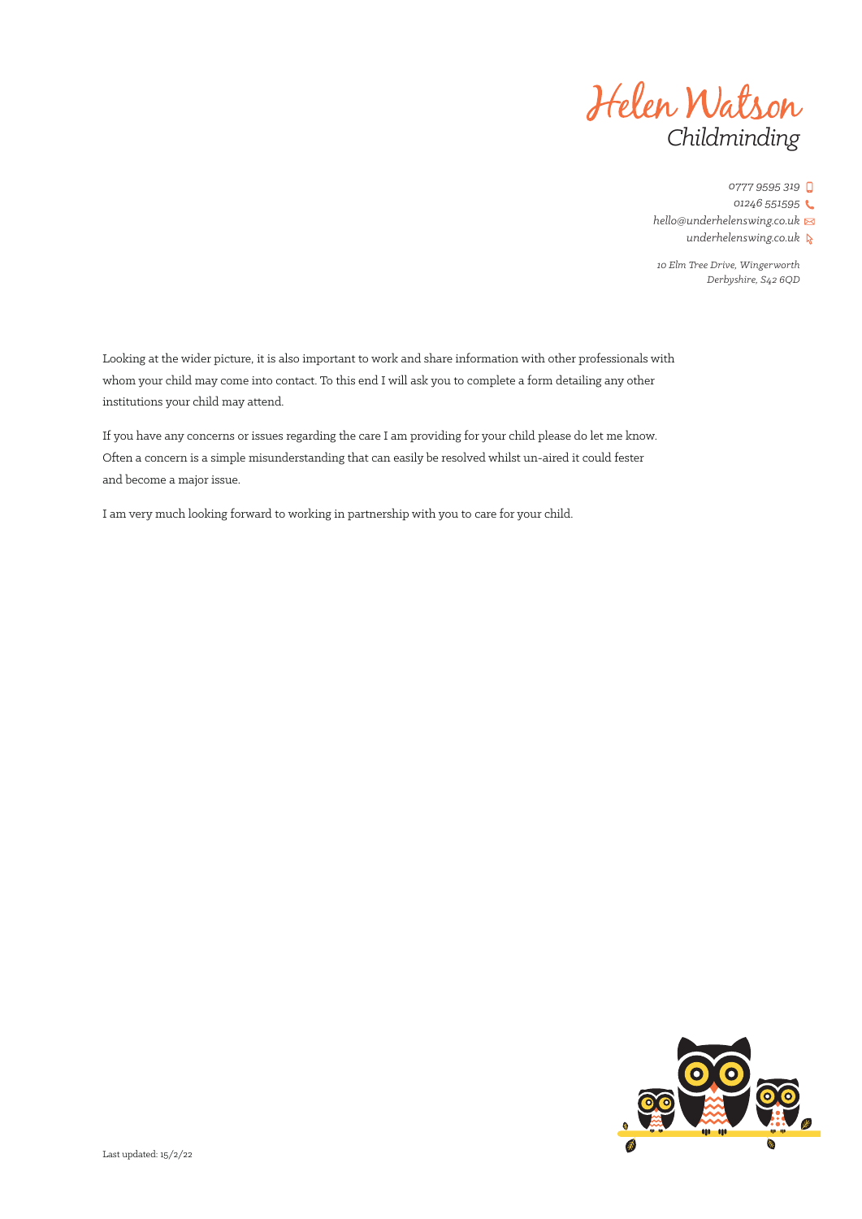Helen Watson
Childminding

0777 9595 319
01246 551595
hello@underhelenswing.co.uk
underhelenswing.co.uk

10 Elm Tree Drive, Wingerworth
Derbyshire, S42 6QD

Looking at the wider picture, it is also important to work and share information with other professionals with whom your child may come into contact. To this end I will ask you to complete a form detailing any other institutions your child may attend.

If you have any concerns or issues regarding the care I am providing for your child please do let me know. Often a concern is a simple misunderstanding that can easily be resolved whilst un-aired it could fester and become a major issue.

I am very much looking forward to working in partnership with you to care for your child.

Last updated: 15/2/22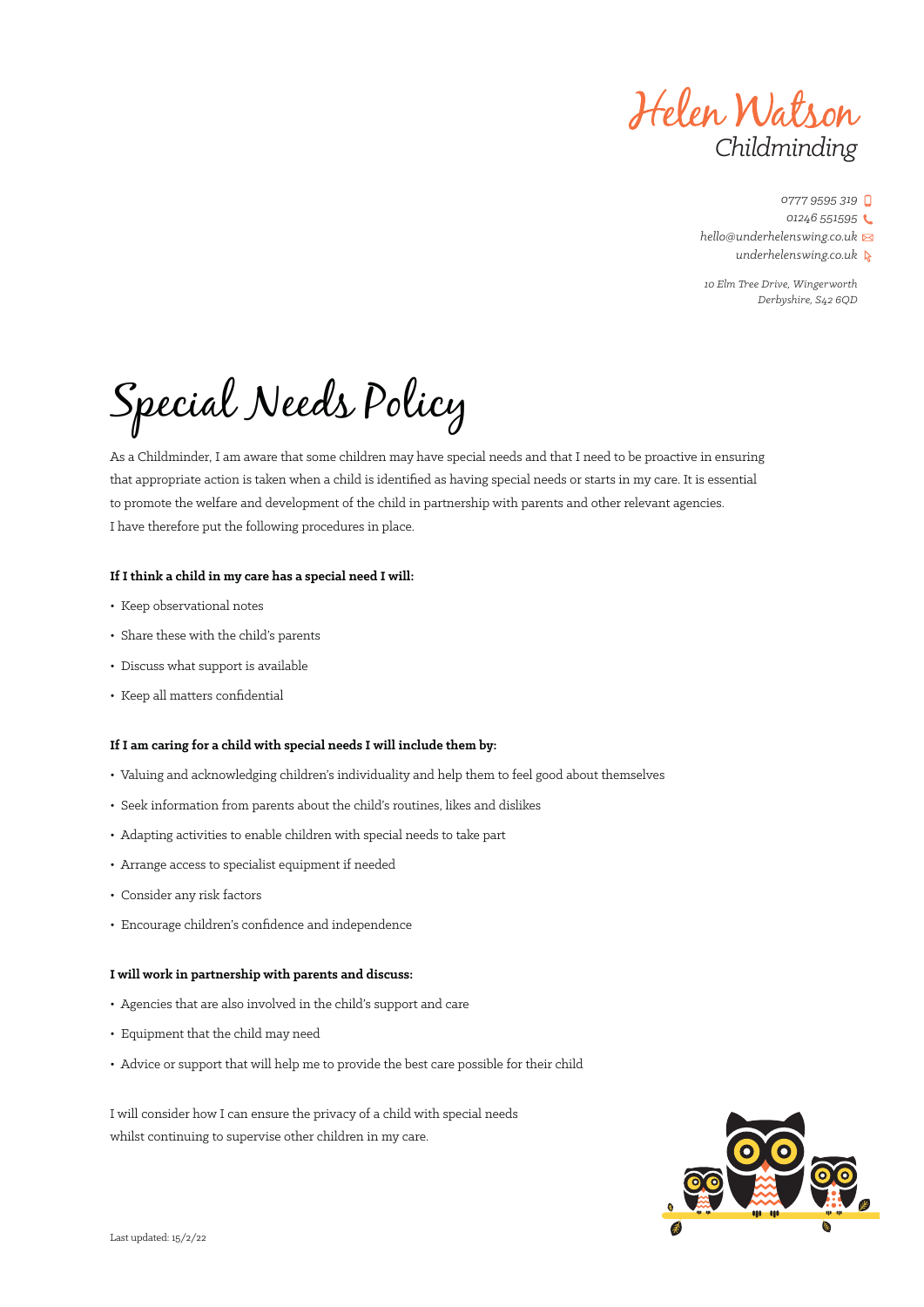Helen Watson
*Childminding*

*0777 9595 319*
*01246 551595*
*hello@underhelenswing.co.uk*
*underhelenswing.co.uk*

*10 Elm Tree Drive, Wingerworth*
*Derbyshire, S42 6QD*

# Special Needs Policy

As a Childminder, I am aware that some children may have special needs and that I need to be proactive in ensuring that appropriate action is taken when a child is identified as having special needs or starts in my care. It is essential to promote the welfare and development of the child in partnership with parents and other relevant agencies. I have therefore put the following procedures in place.

**If I think a child in my care has a special need I will:**

- Keep observational notes
- Share these with the child's parents
- Discuss what support is available
- Keep all matters confidential

**If I am caring for a child with special needs I will include them by:**

- Valuing and acknowledging children's individuality and help them to feel good about themselves
- Seek information from parents about the child's routines, likes and dislikes
- Adapting activities to enable children with special needs to take part
- Arrange access to specialist equipment if needed
- Consider any risk factors
- Encourage children's confidence and independence

**I will work in partnership with parents and discuss:**

- Agencies that are also involved in the child's support and care
- Equipment that the child may need
- Advice or support that will help me to provide the best care possible for their child

I will consider how I can ensure the privacy of a child with special needs whilst continuing to supervise other children in my care.

Last updated: 15/2/22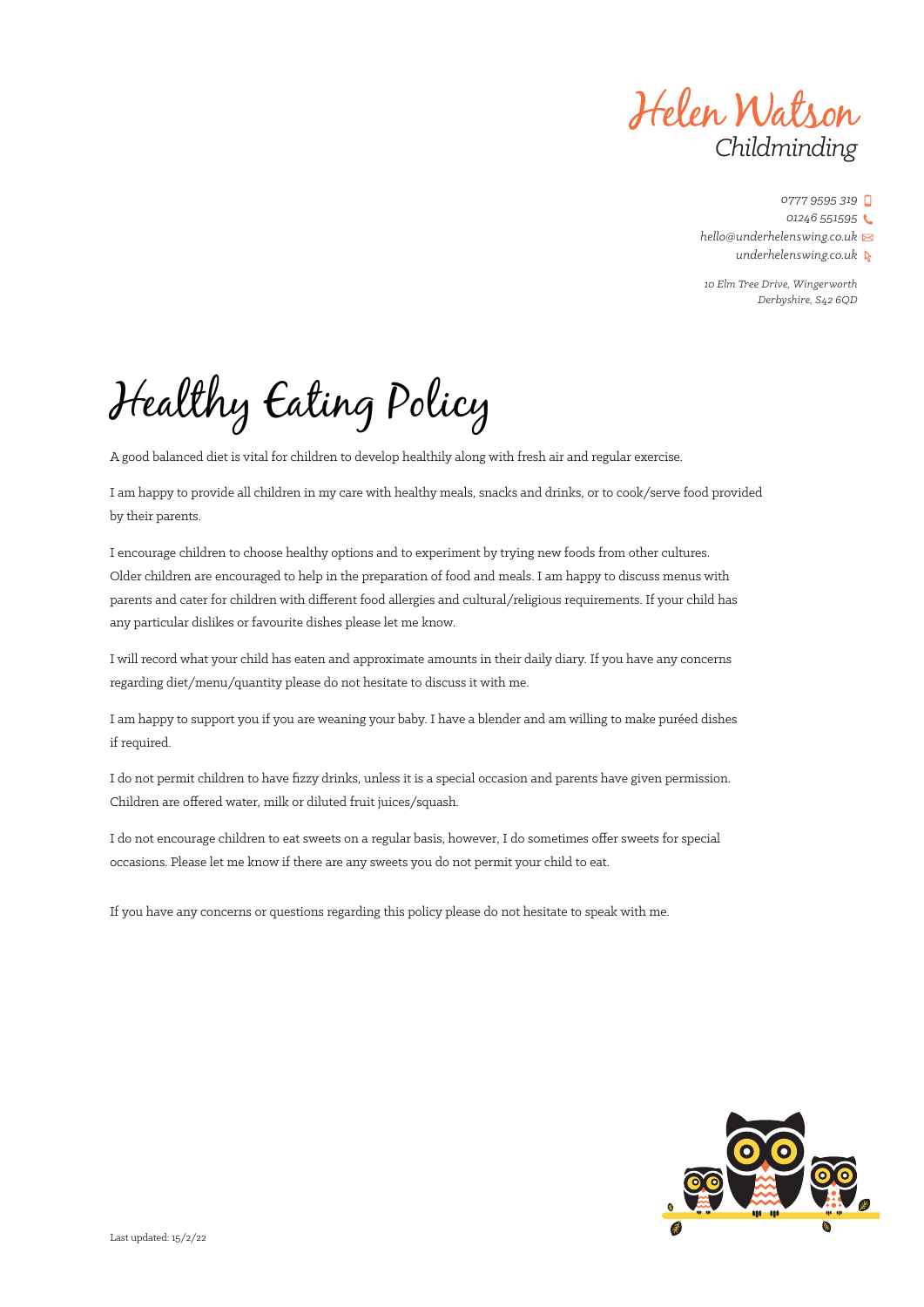Helen Watson
Childminding

0777 9595 319
01246 551595
hello@underhelenswing.co.uk
underhelenswing.co.uk

10 Elm Tree Drive, Wingerworth
Derbyshire, S42 6QD

# Healthy Eating Policy

A good balanced diet is vital for children to develop healthily along with fresh air and regular exercise.

I am happy to provide all children in my care with healthy meals, snacks and drinks, or to cook/serve food provided by their parents.

I encourage children to choose healthy options and to experiment by trying new foods from other cultures. Older children are encouraged to help in the preparation of food and meals. I am happy to discuss menus with parents and cater for children with different food allergies and cultural/religious requirements. If your child has any particular dislikes or favourite dishes please let me know.

I will record what your child has eaten and approximate amounts in their daily diary. If you have any concerns regarding diet/menu/quantity please do not hesitate to discuss it with me.

I am happy to support you if you are weaning your baby. I have a blender and am willing to make puréed dishes if required.

I do not permit children to have fizzy drinks, unless it is a special occasion and parents have given permission. Children are offered water, milk or diluted fruit juices/squash.

I do not encourage children to eat sweets on a regular basis, however, I do sometimes offer sweets for special occasions. Please let me know if there are any sweets you do not permit your child to eat.

If you have any concerns or questions regarding this policy please do not hesitate to speak with me.

Last updated: 15/2/22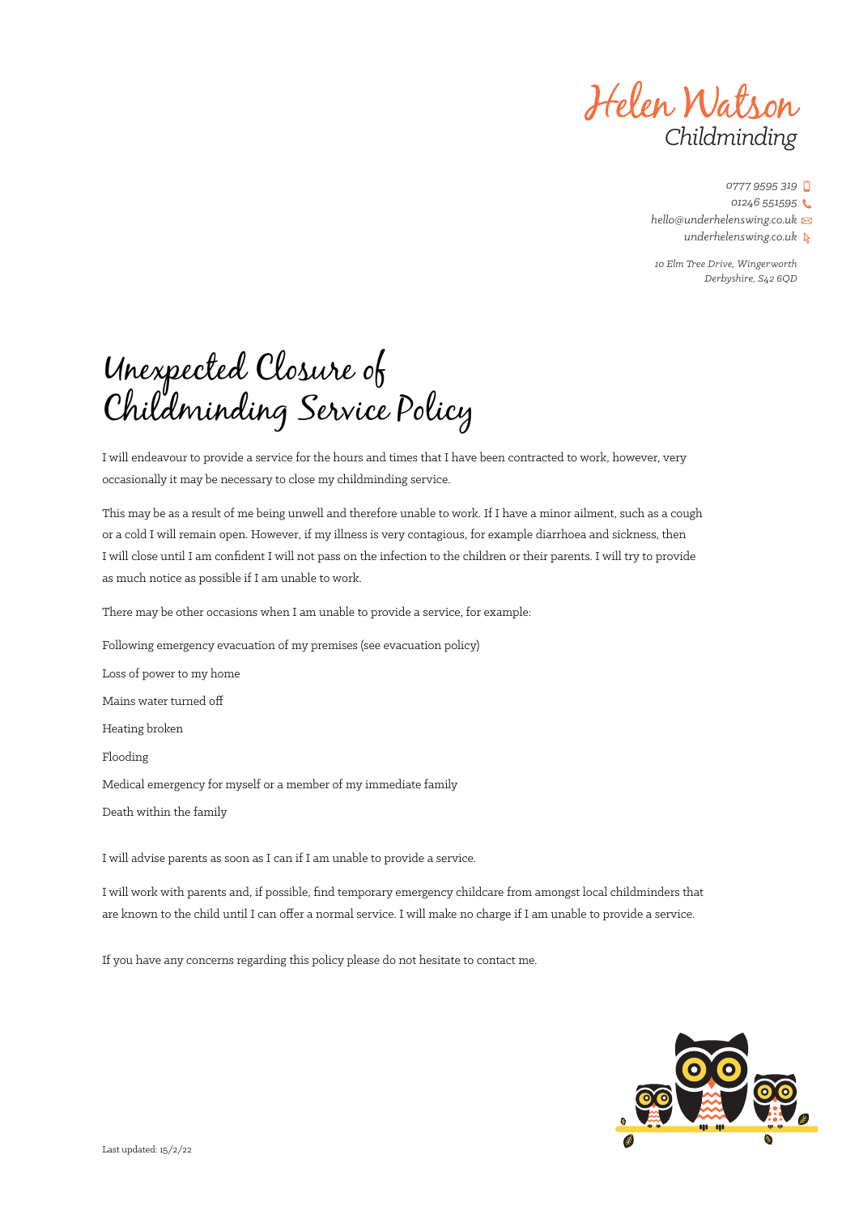Helen Watson
Childminding

*0777 9595 319*
*01246 551595*
*hello@underhelenswing.co.uk*
*underhelenswing.co.uk*

*10 Elm Tree Drive, Wingerworth*
*Derbyshire, S42 6QD*

# Unexpected Closure of Childminding Service Policy

I will endeavour to provide a service for the hours and times that I have been contracted to work, however, very occasionally it may be necessary to close my childminding service.

This may be as a result of me being unwell and therefore unable to work. If I have a minor ailment, such as a cough or a cold I will remain open. However, if my illness is very contagious, for example diarrhoea and sickness, then I will close until I am confident I will not pass on the infection to the children or their parents. I will try to provide as much notice as possible if I am unable to work.

There may be other occasions when I am unable to provide a service, for example:

Following emergency evacuation of my premises (see evacuation policy)

Loss of power to my home

Mains water turned off

Heating broken

Flooding

Medical emergency for myself or a member of my immediate family

Death within the family

I will advise parents as soon as I can if I am unable to provide a service.

I will work with parents and, if possible, find temporary emergency childcare from amongst local childminders that are known to the child until I can offer a normal service. I will make no charge if I am unable to provide a service.

If you have any concerns regarding this policy please do not hesitate to contact me.

Last updated: 15/2/22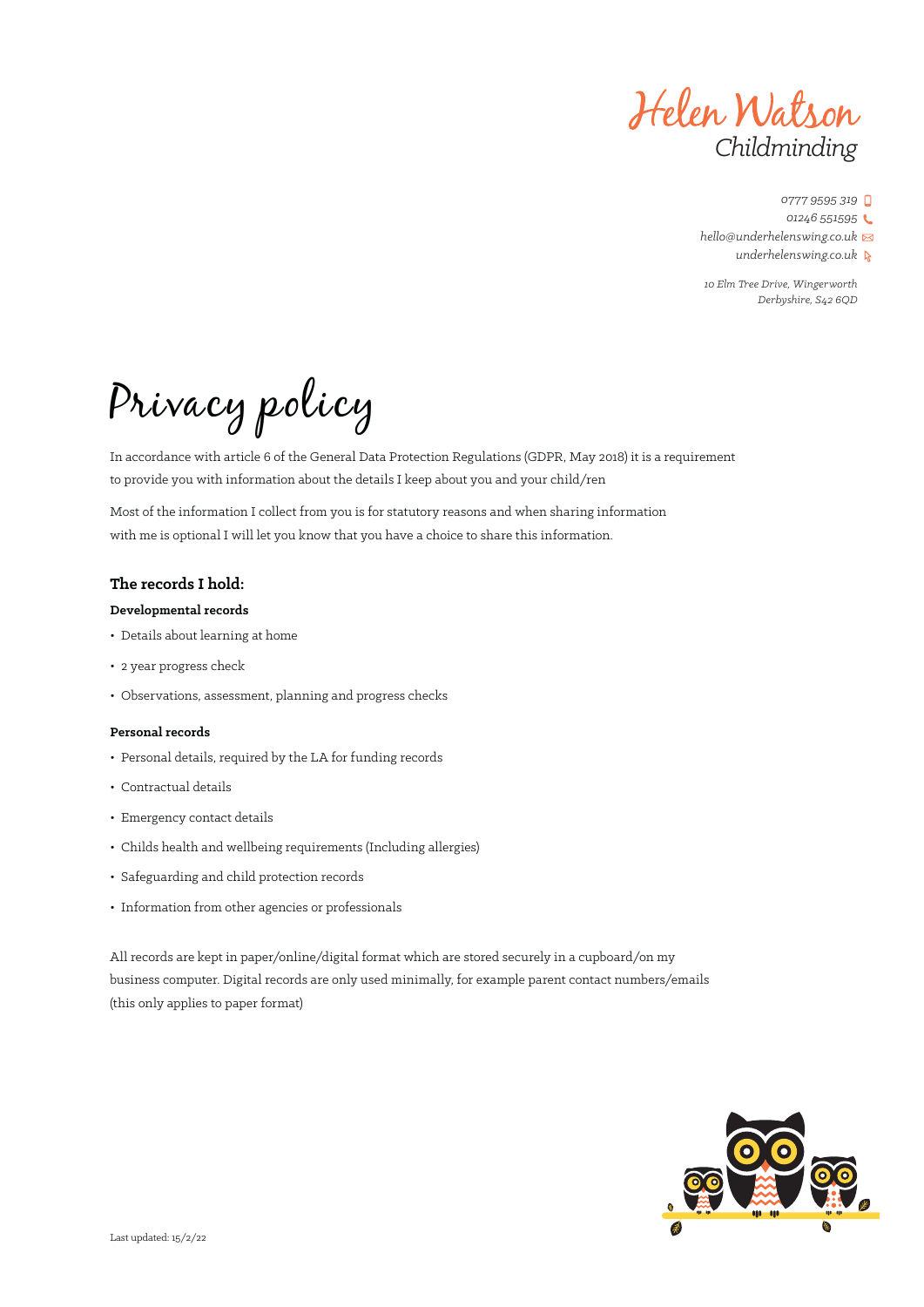Helen Watson
*Childminding*

*0777 9595 319*
*01246 551595*
*hello@underhelenswing.co.uk*
*underhelenswing.co.uk*

*10 Elm Tree Drive, Wingerworth*
*Derbyshire, S42 6QD*

# Privacy policy

In accordance with article 6 of the General Data Protection Regulations (GDPR, May 2018) it is a requirement to provide you with information about the details I keep about you and your child/ren

Most of the information I collect from you is for statutory reasons and when sharing information with me is optional I will let you know that you have a choice to share this information.

## The records I hold:

### Developmental records

- Details about learning at home
- 2 year progress check
- Observations, assessment, planning and progress checks

### Personal records

- Personal details, required by the LA for funding records
- Contractual details
- Emergency contact details
- Childs health and wellbeing requirements (Including allergies)
- Safeguarding and child protection records
- Information from other agencies or professionals

All records are kept in paper/online/digital format which are stored securely in a cupboard/on my business computer. Digital records are only used minimally, for example parent contact numbers/emails (this only applies to paper format)

Last updated: 15/2/22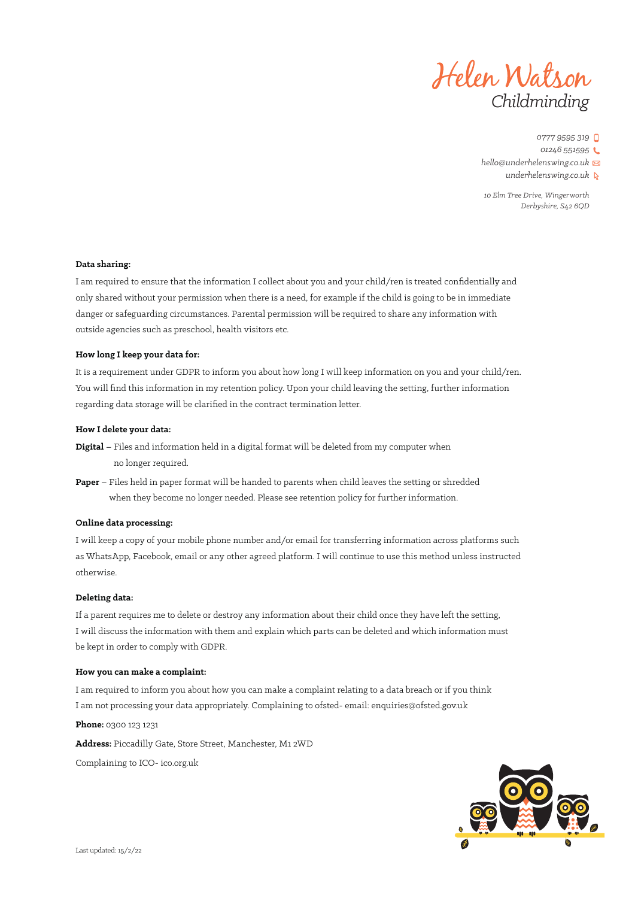Helen Watson
Childminding

0777 9595 319
01246 551595
hello@underhelenswing.co.uk
underhelenswing.co.uk

10 Elm Tree Drive, Wingerworth
Derbyshire, S42 6QD

**Data sharing:**

I am required to ensure that the information I collect about you and your child/ren is treated confidentially and only shared without your permission when there is a need, for example if the child is going to be in immediate danger or safeguarding circumstances. Parental permission will be required to share any information with outside agencies such as preschool, health visitors etc.

**How long I keep your data for:**

It is a requirement under GDPR to inform you about how long I will keep information on you and your child/ren. You will find this information in my retention policy. Upon your child leaving the setting, further information regarding data storage will be clarified in the contract termination letter.

**How I delete your data:**

**Digital** – Files and information held in a digital format will be deleted from my computer when no longer required.

**Paper** – Files held in paper format will be handed to parents when child leaves the setting or shredded when they become no longer needed. Please see retention policy for further information.

**Online data processing:**

I will keep a copy of your mobile phone number and/or email for transferring information across platforms such as WhatsApp, Facebook, email or any other agreed platform. I will continue to use this method unless instructed otherwise.

**Deleting data:**

If a parent requires me to delete or destroy any information about their child once they have left the setting, I will discuss the information with them and explain which parts can be deleted and which information must be kept in order to comply with GDPR.

**How you can make a complaint:**

I am required to inform you about how you can make a complaint relating to a data breach or if you think I am not processing your data appropriately. Complaining to ofsted- email: enquiries@ofsted.gov.uk

**Phone:** 0300 123 1231

**Address:** Piccadilly Gate, Store Street, Manchester, M1 2WD

Complaining to ICO- ico.org.uk

Last updated: 15/2/22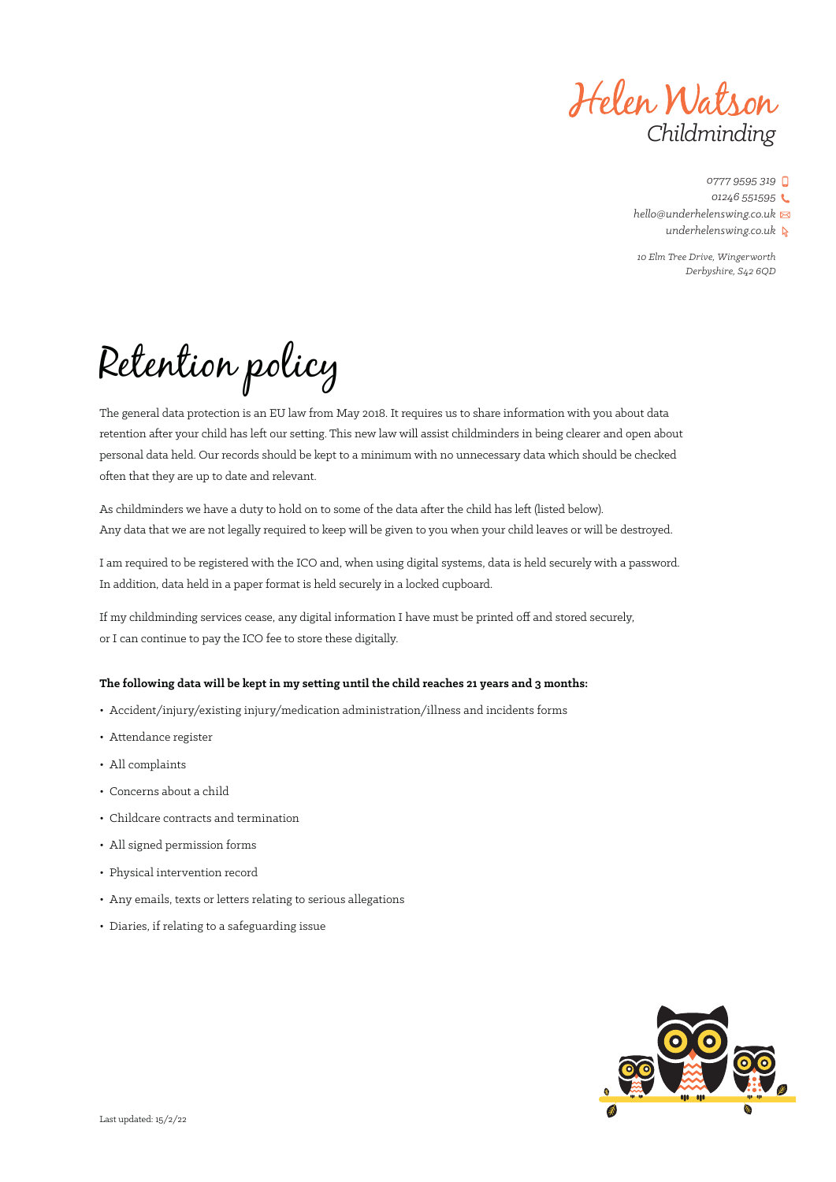Helen Watson
Childminding

0777 9595 319
01246 551595
hello@underhelenswing.co.uk
underhelenswing.co.uk

10 Elm Tree Drive, Wingerworth
Derbyshire, S42 6QD

# Retention policy

The general data protection is an EU law from May 2018. It requires us to share information with you about data retention after your child has left our setting. This new law will assist childminders in being clearer and open about personal data held. Our records should be kept to a minimum with no unnecessary data which should be checked often that they are up to date and relevant.

As childminders we have a duty to hold on to some of the data after the child has left (listed below). Any data that we are not legally required to keep will be given to you when your child leaves or will be destroyed.

I am required to be registered with the ICO and, when using digital systems, data is held securely with a password. In addition, data held in a paper format is held securely in a locked cupboard.

If my childminding services cease, any digital information I have must be printed off and stored securely, or I can continue to pay the ICO fee to store these digitally.

**The following data will be kept in my setting until the child reaches 21 years and 3 months:**

- Accident/injury/existing injury/medication administration/illness and incidents forms
- Attendance register
- All complaints
- Concerns about a child
- Childcare contracts and termination
- All signed permission forms
- Physical intervention record
- Any emails, texts or letters relating to serious allegations
- Diaries, if relating to a safeguarding issue

Last updated: 15/2/22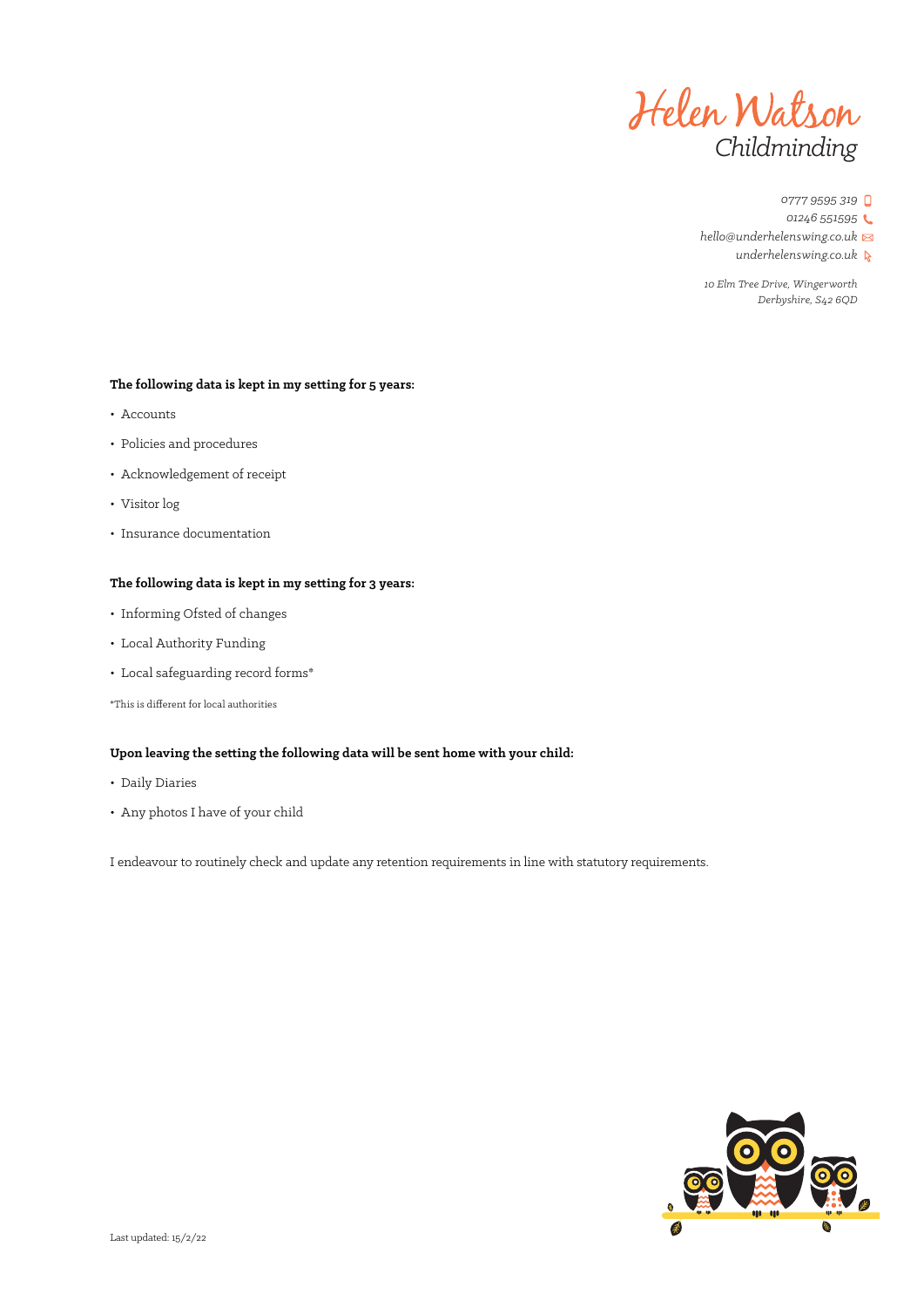Helen Watson
Childminding

0777 9595 319
01246 551595
hello@underhelenswing.co.uk
underhelenswing.co.uk

10 Elm Tree Drive, Wingerworth
Derbyshire, S42 6QD

**The following data is kept in my setting for 5 years:**

- Accounts
- Policies and procedures
- Acknowledgement of receipt
- Visitor log
- Insurance documentation

**The following data is kept in my setting for 3 years:**

- Informing Ofsted of changes
- Local Authority Funding
- Local safeguarding record forms*

*This is different for local authorities

**Upon leaving the setting the following data will be sent home with your child:**

- Daily Diaries
- Any photos I have of your child

I endeavour to routinely check and update any retention requirements in line with statutory requirements.

Last updated: 15/2/22